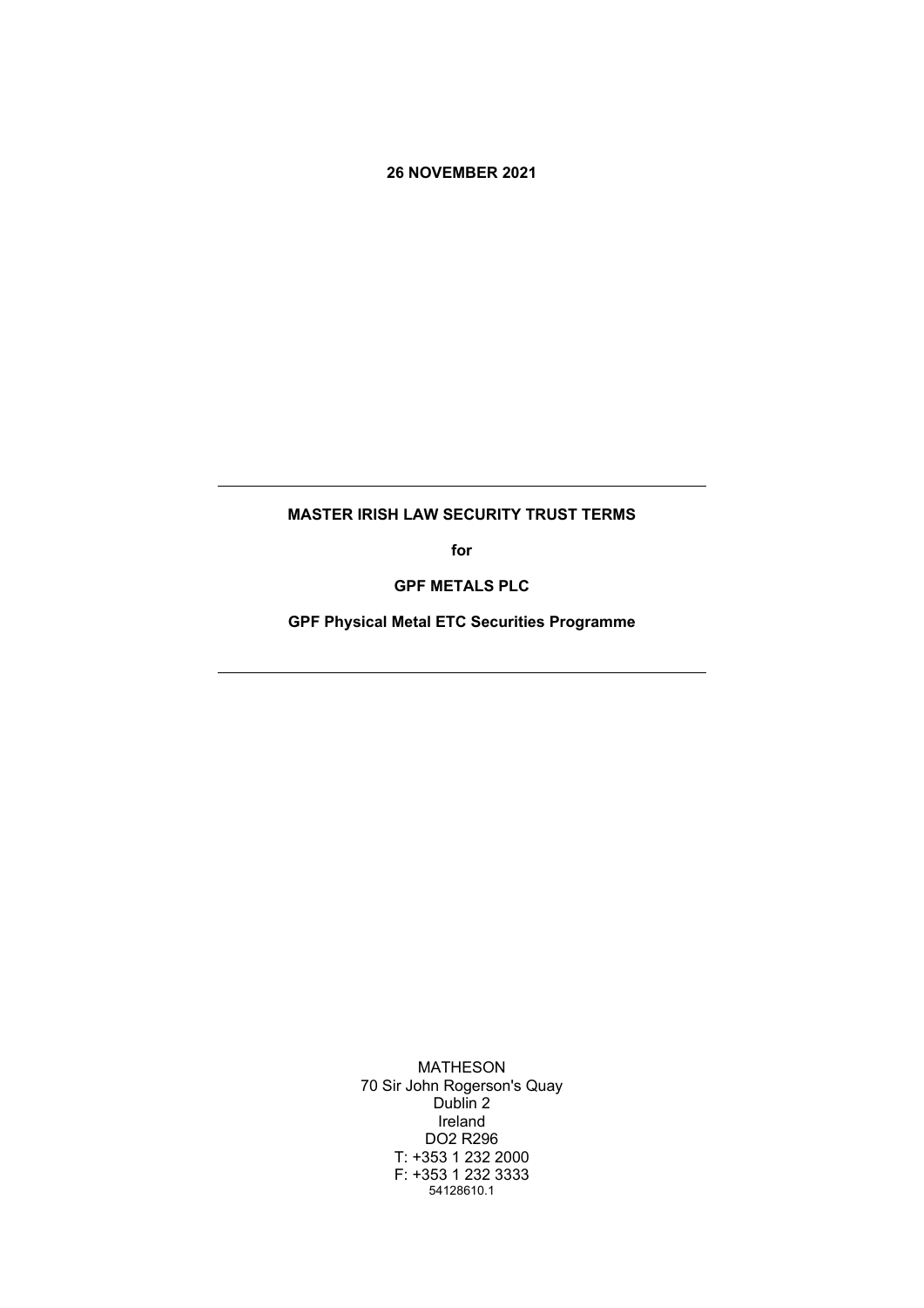**26 NOVEMBER 2021**

---

# MASTER IRISH LAW SECURITY TRUST TERMS

**for**

**GPF METALS PLC**

**GPF Physical Metal ETC Securities Programme**

---

MATHESON
70 Sir John Rogerson's Quay
Dublin 2
Ireland
DO2 R296
T: +353 1 232 2000
F: +353 1 232 3333
54128610.1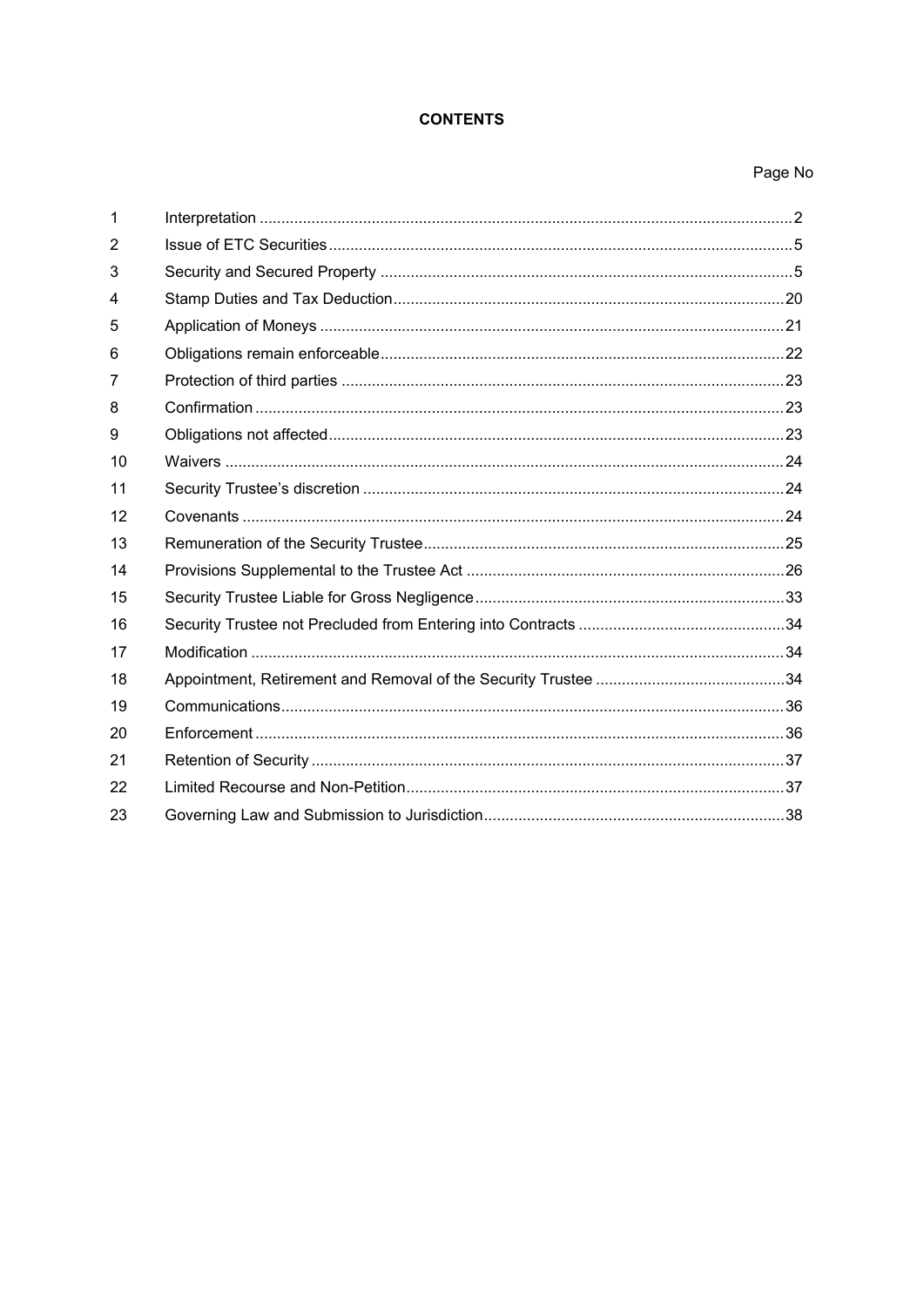**CONTENTS**

| | | Page No |
|---|---|---|
| 1 | Interpretation | 2 |
| 2 | Issue of ETC Securities | 5 |
| 3 | Security and Secured Property | 5 |
| 4 | Stamp Duties and Tax Deduction | 20 |
| 5 | Application of Moneys | 21 |
| 6 | Obligations remain enforceable | 22 |
| 7 | Protection of third parties | 23 |
| 8 | Confirmation | 23 |
| 9 | Obligations not affected | 23 |
| 10 | Waivers | 24 |
| 11 | Security Trustee's discretion | 24 |
| 12 | Covenants | 24 |
| 13 | Remuneration of the Security Trustee | 25 |
| 14 | Provisions Supplemental to the Trustee Act | 26 |
| 15 | Security Trustee Liable for Gross Negligence | 33 |
| 16 | Security Trustee not Precluded from Entering into Contracts | 34 |
| 17 | Modification | 34 |
| 18 | Appointment, Retirement and Removal of the Security Trustee | 34 |
| 19 | Communications | 36 |
| 20 | Enforcement | 36 |
| 21 | Retention of Security | 37 |
| 22 | Limited Recourse and Non-Petition | 37 |
| 23 | Governing Law and Submission to Jurisdiction | 38 |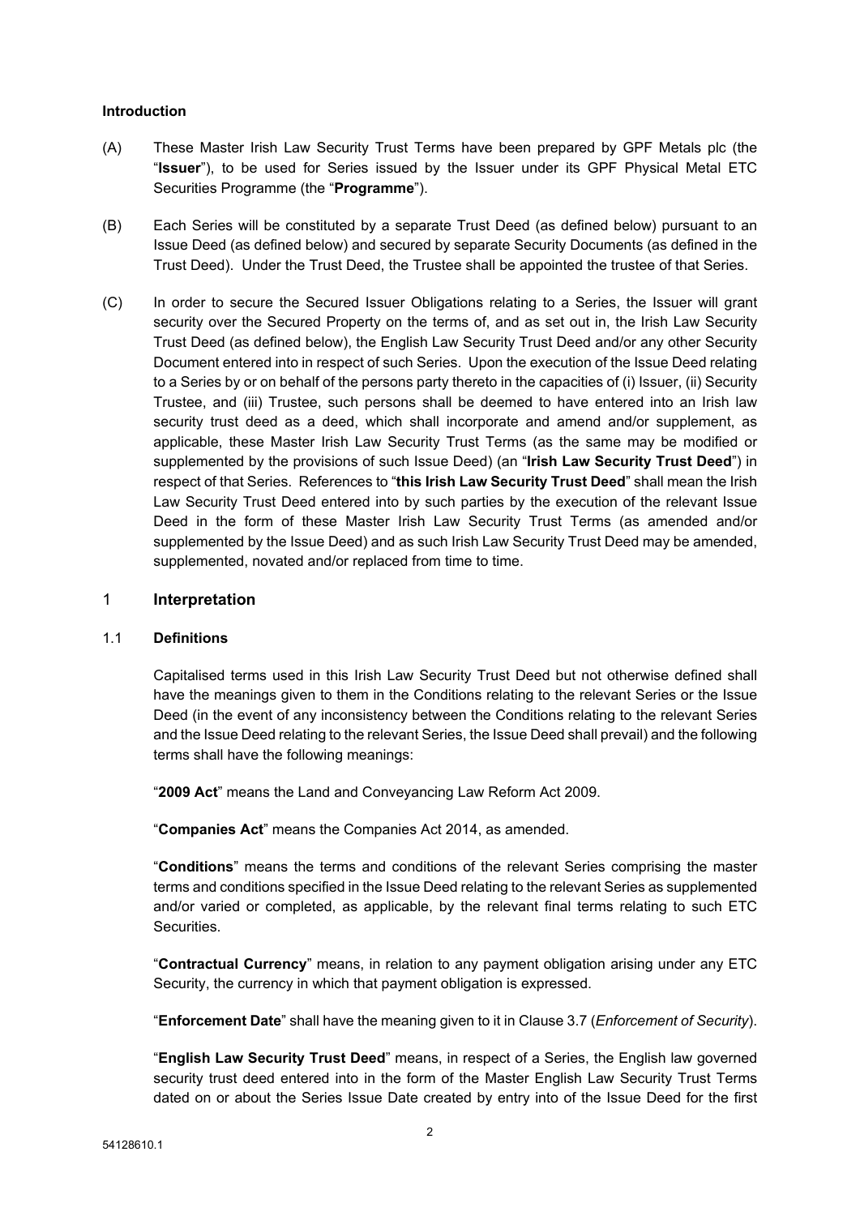## Introduction

(A) These Master Irish Law Security Trust Terms have been prepared by GPF Metals plc (the "**Issuer**"), to be used for Series issued by the Issuer under its GPF Physical Metal ETC Securities Programme (the "**Programme**").

(B) Each Series will be constituted by a separate Trust Deed (as defined below) pursuant to an Issue Deed (as defined below) and secured by separate Security Documents (as defined in the Trust Deed). Under the Trust Deed, the Trustee shall be appointed the trustee of that Series.

(C) In order to secure the Secured Issuer Obligations relating to a Series, the Issuer will grant security over the Secured Property on the terms of, and as set out in, the Irish Law Security Trust Deed (as defined below), the English Law Security Trust Deed and/or any other Security Document entered into in respect of such Series. Upon the execution of the Issue Deed relating to a Series by or on behalf of the persons party thereto in the capacities of (i) Issuer, (ii) Security Trustee, and (iii) Trustee, such persons shall be deemed to have entered into an Irish law security trust deed as a deed, which shall incorporate and amend and/or supplement, as applicable, these Master Irish Law Security Trust Terms (as the same may be modified or supplemented by the provisions of such Issue Deed) (an "**Irish Law Security Trust Deed**") in respect of that Series. References to "**this Irish Law Security Trust Deed**" shall mean the Irish Law Security Trust Deed entered into by such parties by the execution of the relevant Issue Deed in the form of these Master Irish Law Security Trust Terms (as amended and/or supplemented by the Issue Deed) and as such Irish Law Security Trust Deed may be amended, supplemented, novated and/or replaced from time to time.

## 1 Interpretation

### 1.1 Definitions

Capitalised terms used in this Irish Law Security Trust Deed but not otherwise defined shall have the meanings given to them in the Conditions relating to the relevant Series or the Issue Deed (in the event of any inconsistency between the Conditions relating to the relevant Series and the Issue Deed relating to the relevant Series, the Issue Deed shall prevail) and the following terms shall have the following meanings:

"**2009 Act**" means the Land and Conveyancing Law Reform Act 2009.

"**Companies Act**" means the Companies Act 2014, as amended.

"**Conditions**" means the terms and conditions of the relevant Series comprising the master terms and conditions specified in the Issue Deed relating to the relevant Series as supplemented and/or varied or completed, as applicable, by the relevant final terms relating to such ETC Securities.

"**Contractual Currency**" means, in relation to any payment obligation arising under any ETC Security, the currency in which that payment obligation is expressed.

"**Enforcement Date**" shall have the meaning given to it in Clause 3.7 (*Enforcement of Security*).

"**English Law Security Trust Deed**" means, in respect of a Series, the English law governed security trust deed entered into in the form of the Master English Law Security Trust Terms dated on or about the Series Issue Date created by entry into of the Issue Deed for the first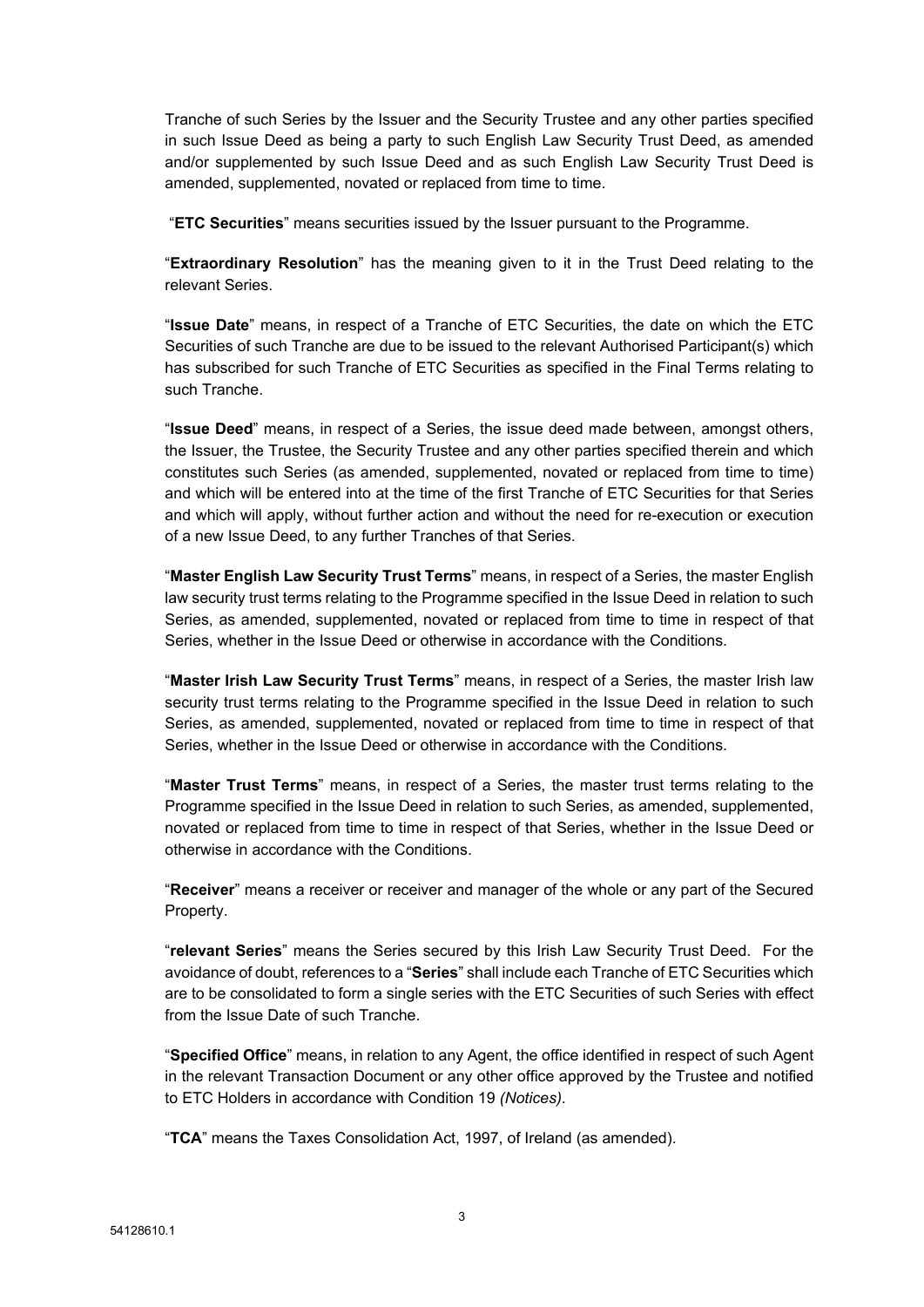Tranche of such Series by the Issuer and the Security Trustee and any other parties specified in such Issue Deed as being a party to such English Law Security Trust Deed, as amended and/or supplemented by such Issue Deed and as such English Law Security Trust Deed is amended, supplemented, novated or replaced from time to time.

"**ETC Securities**" means securities issued by the Issuer pursuant to the Programme.

"**Extraordinary Resolution**" has the meaning given to it in the Trust Deed relating to the relevant Series.

"**Issue Date**" means, in respect of a Tranche of ETC Securities, the date on which the ETC Securities of such Tranche are due to be issued to the relevant Authorised Participant(s) which has subscribed for such Tranche of ETC Securities as specified in the Final Terms relating to such Tranche.

"**Issue Deed**" means, in respect of a Series, the issue deed made between, amongst others, the Issuer, the Trustee, the Security Trustee and any other parties specified therein and which constitutes such Series (as amended, supplemented, novated or replaced from time to time) and which will be entered into at the time of the first Tranche of ETC Securities for that Series and which will apply, without further action and without the need for re-execution or execution of a new Issue Deed, to any further Tranches of that Series.

"**Master English Law Security Trust Terms**" means, in respect of a Series, the master English law security trust terms relating to the Programme specified in the Issue Deed in relation to such Series, as amended, supplemented, novated or replaced from time to time in respect of that Series, whether in the Issue Deed or otherwise in accordance with the Conditions.

"**Master Irish Law Security Trust Terms**" means, in respect of a Series, the master Irish law security trust terms relating to the Programme specified in the Issue Deed in relation to such Series, as amended, supplemented, novated or replaced from time to time in respect of that Series, whether in the Issue Deed or otherwise in accordance with the Conditions.

"**Master Trust Terms**" means, in respect of a Series, the master trust terms relating to the Programme specified in the Issue Deed in relation to such Series, as amended, supplemented, novated or replaced from time to time in respect of that Series, whether in the Issue Deed or otherwise in accordance with the Conditions.

"**Receiver**" means a receiver or receiver and manager of the whole or any part of the Secured Property.

"**relevant Series**" means the Series secured by this Irish Law Security Trust Deed. For the avoidance of doubt, references to a "**Series**" shall include each Tranche of ETC Securities which are to be consolidated to form a single series with the ETC Securities of such Series with effect from the Issue Date of such Tranche.

"**Specified Office**" means, in relation to any Agent, the office identified in respect of such Agent in the relevant Transaction Document or any other office approved by the Trustee and notified to ETC Holders in accordance with Condition 19 *(Notices)*.

"**TCA**" means the Taxes Consolidation Act, 1997, of Ireland (as amended).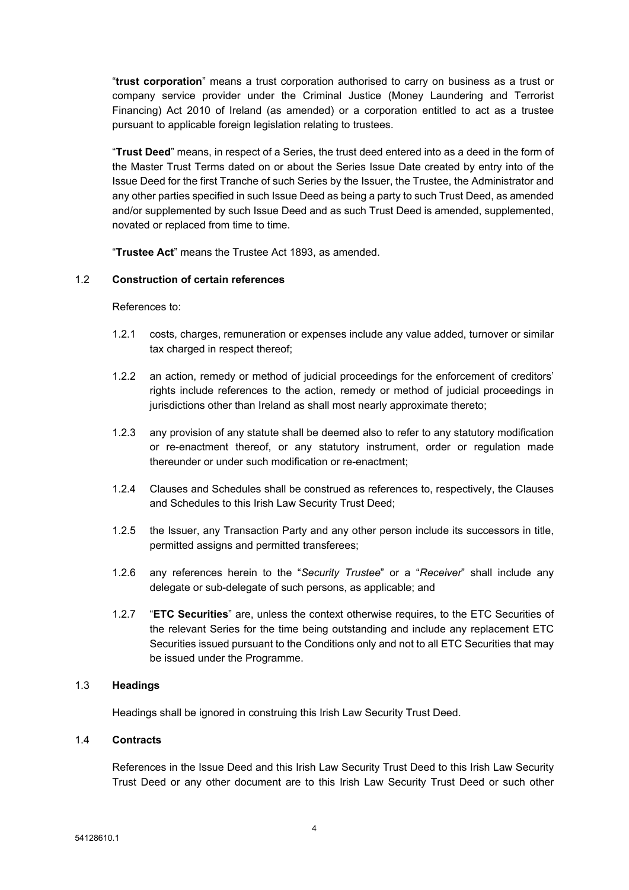"**trust corporation**" means a trust corporation authorised to carry on business as a trust or company service provider under the Criminal Justice (Money Laundering and Terrorist Financing) Act 2010 of Ireland (as amended) or a corporation entitled to act as a trustee pursuant to applicable foreign legislation relating to trustees.

"**Trust Deed**" means, in respect of a Series, the trust deed entered into as a deed in the form of the Master Trust Terms dated on or about the Series Issue Date created by entry into of the Issue Deed for the first Tranche of such Series by the Issuer, the Trustee, the Administrator and any other parties specified in such Issue Deed as being a party to such Trust Deed, as amended and/or supplemented by such Issue Deed and as such Trust Deed is amended, supplemented, novated or replaced from time to time.

"**Trustee Act**" means the Trustee Act 1893, as amended.

1.2 **Construction of certain references**

References to:

1.2.1 costs, charges, remuneration or expenses include any value added, turnover or similar tax charged in respect thereof;

1.2.2 an action, remedy or method of judicial proceedings for the enforcement of creditors' rights include references to the action, remedy or method of judicial proceedings in jurisdictions other than Ireland as shall most nearly approximate thereto;

1.2.3 any provision of any statute shall be deemed also to refer to any statutory modification or re-enactment thereof, or any statutory instrument, order or regulation made thereunder or under such modification or re-enactment;

1.2.4 Clauses and Schedules shall be construed as references to, respectively, the Clauses and Schedules to this Irish Law Security Trust Deed;

1.2.5 the Issuer, any Transaction Party and any other person include its successors in title, permitted assigns and permitted transferees;

1.2.6 any references herein to the "*Security Trustee*" or a "*Receiver*" shall include any delegate or sub-delegate of such persons, as applicable; and

1.2.7 "**ETC Securities**" are, unless the context otherwise requires, to the ETC Securities of the relevant Series for the time being outstanding and include any replacement ETC Securities issued pursuant to the Conditions only and not to all ETC Securities that may be issued under the Programme.

1.3 **Headings**

Headings shall be ignored in construing this Irish Law Security Trust Deed.

1.4 **Contracts**

References in the Issue Deed and this Irish Law Security Trust Deed to this Irish Law Security Trust Deed or any other document are to this Irish Law Security Trust Deed or such other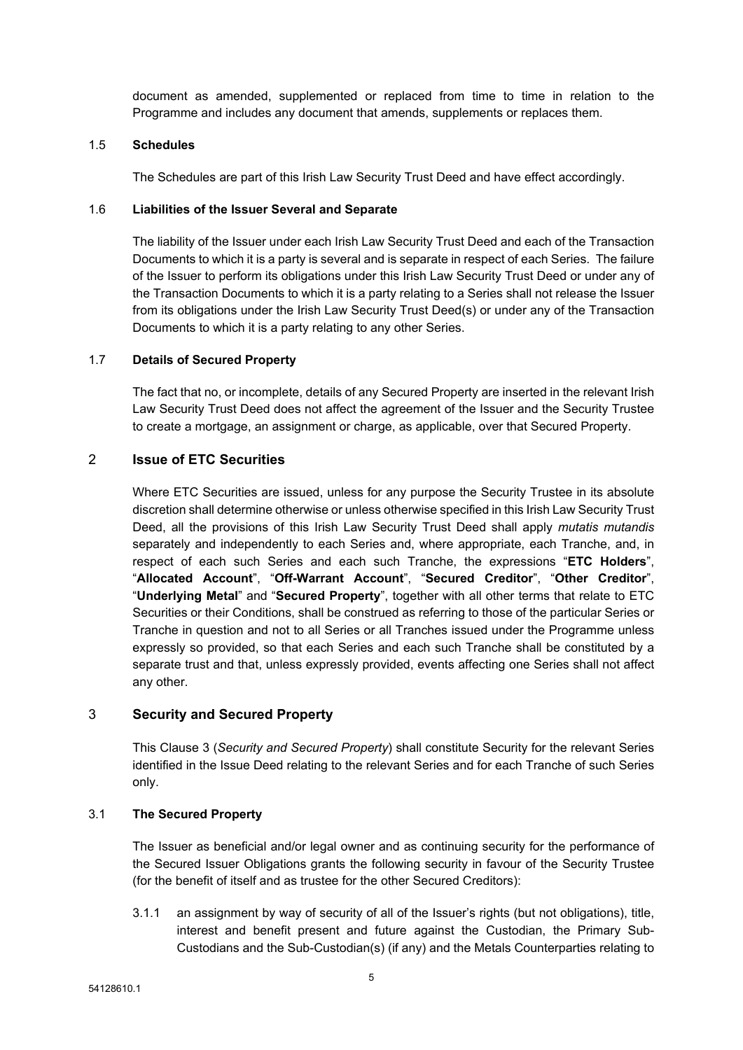document as amended, supplemented or replaced from time to time in relation to the Programme and includes any document that amends, supplements or replaces them.

### 1.5 **Schedules**

The Schedules are part of this Irish Law Security Trust Deed and have effect accordingly.

### 1.6 **Liabilities of the Issuer Several and Separate**

The liability of the Issuer under each Irish Law Security Trust Deed and each of the Transaction Documents to which it is a party is several and is separate in respect of each Series. The failure of the Issuer to perform its obligations under this Irish Law Security Trust Deed or under any of the Transaction Documents to which it is a party relating to a Series shall not release the Issuer from its obligations under the Irish Law Security Trust Deed(s) or under any of the Transaction Documents to which it is a party relating to any other Series.

### 1.7 **Details of Secured Property**

The fact that no, or incomplete, details of any Secured Property are inserted in the relevant Irish Law Security Trust Deed does not affect the agreement of the Issuer and the Security Trustee to create a mortgage, an assignment or charge, as applicable, over that Secured Property.

## 2 **Issue of ETC Securities**

Where ETC Securities are issued, unless for any purpose the Security Trustee in its absolute discretion shall determine otherwise or unless otherwise specified in this Irish Law Security Trust Deed, all the provisions of this Irish Law Security Trust Deed shall apply *mutatis mutandis* separately and independently to each Series and, where appropriate, each Tranche, and, in respect of each such Series and each such Tranche, the expressions "**ETC Holders**", "**Allocated Account**", "**Off-Warrant Account**", "**Secured Creditor**", "**Other Creditor**", "**Underlying Metal**" and "**Secured Property**", together with all other terms that relate to ETC Securities or their Conditions, shall be construed as referring to those of the particular Series or Tranche in question and not to all Series or all Tranches issued under the Programme unless expressly so provided, so that each Series and each such Tranche shall be constituted by a separate trust and that, unless expressly provided, events affecting one Series shall not affect any other.

## 3 **Security and Secured Property**

This Clause 3 (*Security and Secured Property*) shall constitute Security for the relevant Series identified in the Issue Deed relating to the relevant Series and for each Tranche of such Series only.

### 3.1 **The Secured Property**

The Issuer as beneficial and/or legal owner and as continuing security for the performance of the Secured Issuer Obligations grants the following security in favour of the Security Trustee (for the benefit of itself and as trustee for the other Secured Creditors):

3.1.1 an assignment by way of security of all of the Issuer's rights (but not obligations), title, interest and benefit present and future against the Custodian, the Primary Sub-Custodians and the Sub-Custodian(s) (if any) and the Metals Counterparties relating to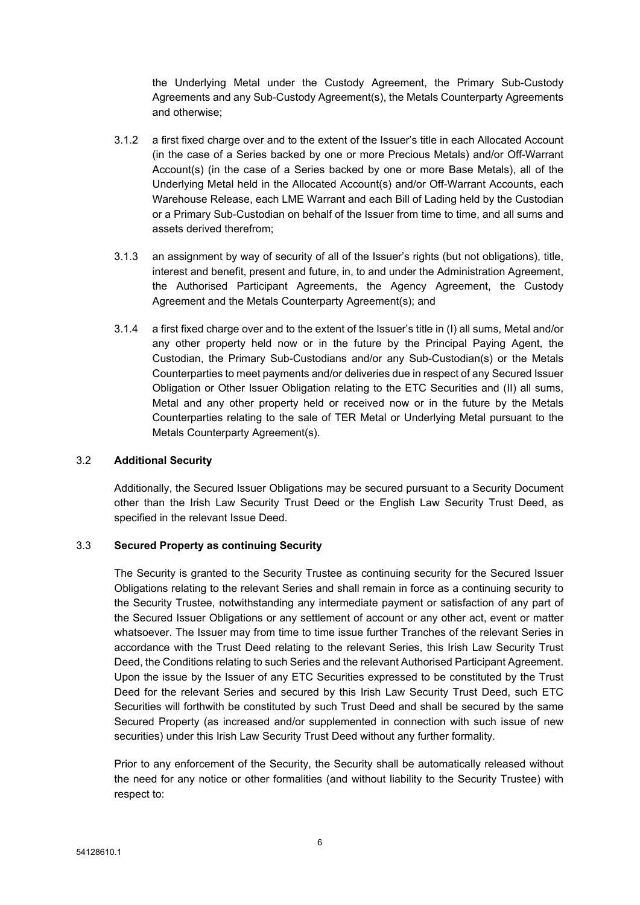the Underlying Metal under the Custody Agreement, the Primary Sub-Custody Agreements and any Sub-Custody Agreement(s), the Metals Counterparty Agreements and otherwise;

3.1.2 a first fixed charge over and to the extent of the Issuer's title in each Allocated Account (in the case of a Series backed by one or more Precious Metals) and/or Off-Warrant Account(s) (in the case of a Series backed by one or more Base Metals), all of the Underlying Metal held in the Allocated Account(s) and/or Off-Warrant Accounts, each Warehouse Release, each LME Warrant and each Bill of Lading held by the Custodian or a Primary Sub-Custodian on behalf of the Issuer from time to time, and all sums and assets derived therefrom;

3.1.3 an assignment by way of security of all of the Issuer's rights (but not obligations), title, interest and benefit, present and future, in, to and under the Administration Agreement, the Authorised Participant Agreements, the Agency Agreement, the Custody Agreement and the Metals Counterparty Agreement(s); and

3.1.4 a first fixed charge over and to the extent of the Issuer's title in (I) all sums, Metal and/or any other property held now or in the future by the Principal Paying Agent, the Custodian, the Primary Sub-Custodians and/or any Sub-Custodian(s) or the Metals Counterparties to meet payments and/or deliveries due in respect of any Secured Issuer Obligation or Other Issuer Obligation relating to the ETC Securities and (II) all sums, Metal and any other property held or received now or in the future by the Metals Counterparties relating to the sale of TER Metal or Underlying Metal pursuant to the Metals Counterparty Agreement(s).

3.2 **Additional Security**

Additionally, the Secured Issuer Obligations may be secured pursuant to a Security Document other than the Irish Law Security Trust Deed or the English Law Security Trust Deed, as specified in the relevant Issue Deed.

3.3 **Secured Property as continuing Security**

The Security is granted to the Security Trustee as continuing security for the Secured Issuer Obligations relating to the relevant Series and shall remain in force as a continuing security to the Security Trustee, notwithstanding any intermediate payment or satisfaction of any part of the Secured Issuer Obligations or any settlement of account or any other act, event or matter whatsoever. The Issuer may from time to time issue further Tranches of the relevant Series in accordance with the Trust Deed relating to the relevant Series, this Irish Law Security Trust Deed, the Conditions relating to such Series and the relevant Authorised Participant Agreement. Upon the issue by the Issuer of any ETC Securities expressed to be constituted by the Trust Deed for the relevant Series and secured by this Irish Law Security Trust Deed, such ETC Securities will forthwith be constituted by such Trust Deed and shall be secured by the same Secured Property (as increased and/or supplemented in connection with such issue of new securities) under this Irish Law Security Trust Deed without any further formality.

Prior to any enforcement of the Security, the Security shall be automatically released without the need for any notice or other formalities (and without liability to the Security Trustee) with respect to: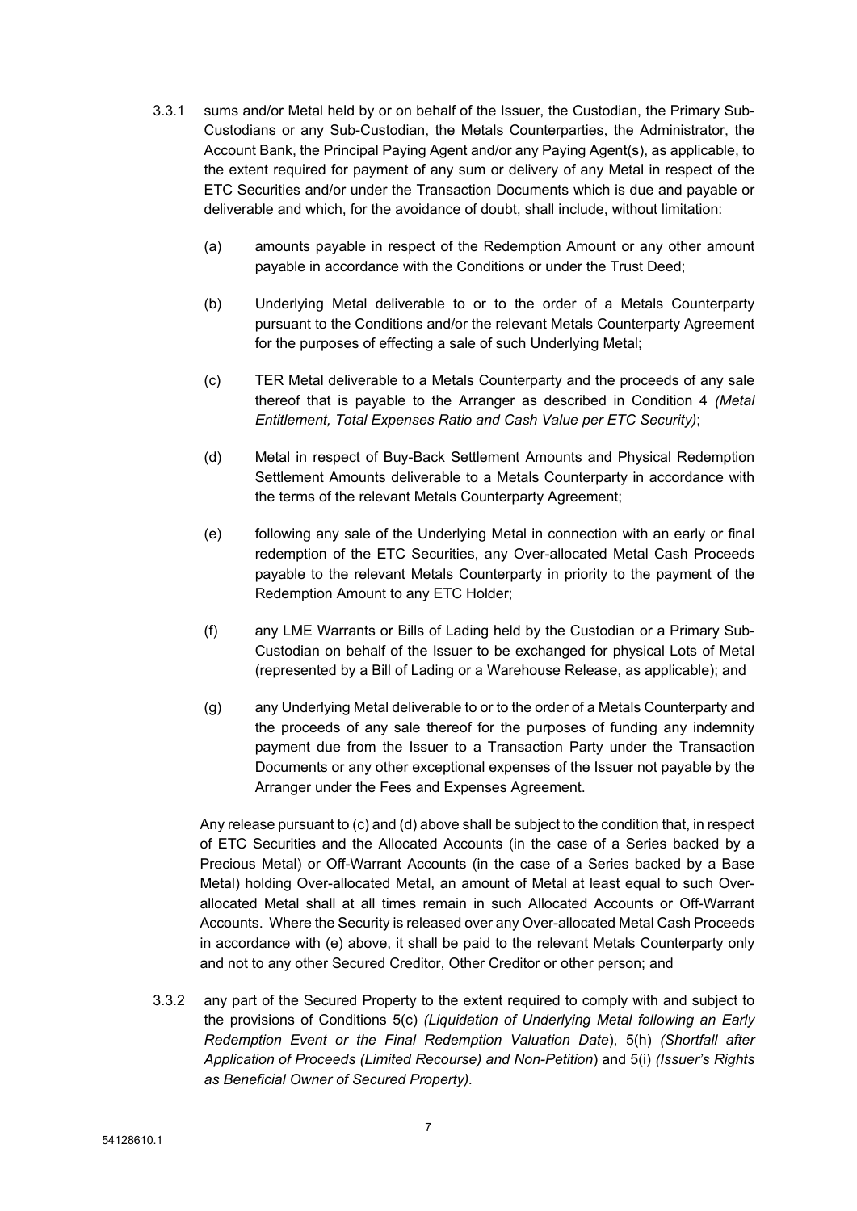3.3.1 sums and/or Metal held by or on behalf of the Issuer, the Custodian, the Primary Sub-Custodians or any Sub-Custodian, the Metals Counterparties, the Administrator, the Account Bank, the Principal Paying Agent and/or any Paying Agent(s), as applicable, to the extent required for payment of any sum or delivery of any Metal in respect of the ETC Securities and/or under the Transaction Documents which is due and payable or deliverable and which, for the avoidance of doubt, shall include, without limitation:

(a) amounts payable in respect of the Redemption Amount or any other amount payable in accordance with the Conditions or under the Trust Deed;

(b) Underlying Metal deliverable to or to the order of a Metals Counterparty pursuant to the Conditions and/or the relevant Metals Counterparty Agreement for the purposes of effecting a sale of such Underlying Metal;

(c) TER Metal deliverable to a Metals Counterparty and the proceeds of any sale thereof that is payable to the Arranger as described in Condition 4 *(Metal Entitlement, Total Expenses Ratio and Cash Value per ETC Security)*;

(d) Metal in respect of Buy-Back Settlement Amounts and Physical Redemption Settlement Amounts deliverable to a Metals Counterparty in accordance with the terms of the relevant Metals Counterparty Agreement;

(e) following any sale of the Underlying Metal in connection with an early or final redemption of the ETC Securities, any Over-allocated Metal Cash Proceeds payable to the relevant Metals Counterparty in priority to the payment of the Redemption Amount to any ETC Holder;

(f) any LME Warrants or Bills of Lading held by the Custodian or a Primary Sub-Custodian on behalf of the Issuer to be exchanged for physical Lots of Metal (represented by a Bill of Lading or a Warehouse Release, as applicable); and

(g) any Underlying Metal deliverable to or to the order of a Metals Counterparty and the proceeds of any sale thereof for the purposes of funding any indemnity payment due from the Issuer to a Transaction Party under the Transaction Documents or any other exceptional expenses of the Issuer not payable by the Arranger under the Fees and Expenses Agreement.

Any release pursuant to (c) and (d) above shall be subject to the condition that, in respect of ETC Securities and the Allocated Accounts (in the case of a Series backed by a Precious Metal) or Off-Warrant Accounts (in the case of a Series backed by a Base Metal) holding Over-allocated Metal, an amount of Metal at least equal to such Over-allocated Metal shall at all times remain in such Allocated Accounts or Off-Warrant Accounts. Where the Security is released over any Over-allocated Metal Cash Proceeds in accordance with (e) above, it shall be paid to the relevant Metals Counterparty only and not to any other Secured Creditor, Other Creditor or other person; and

3.3.2 any part of the Secured Property to the extent required to comply with and subject to the provisions of Conditions 5(c) *(Liquidation of Underlying Metal following an Early Redemption Event or the Final Redemption Valuation Date)*, 5(h) *(Shortfall after Application of Proceeds (Limited Recourse) and Non-Petition)* and 5(i) *(Issuer's Rights as Beneficial Owner of Secured Property).*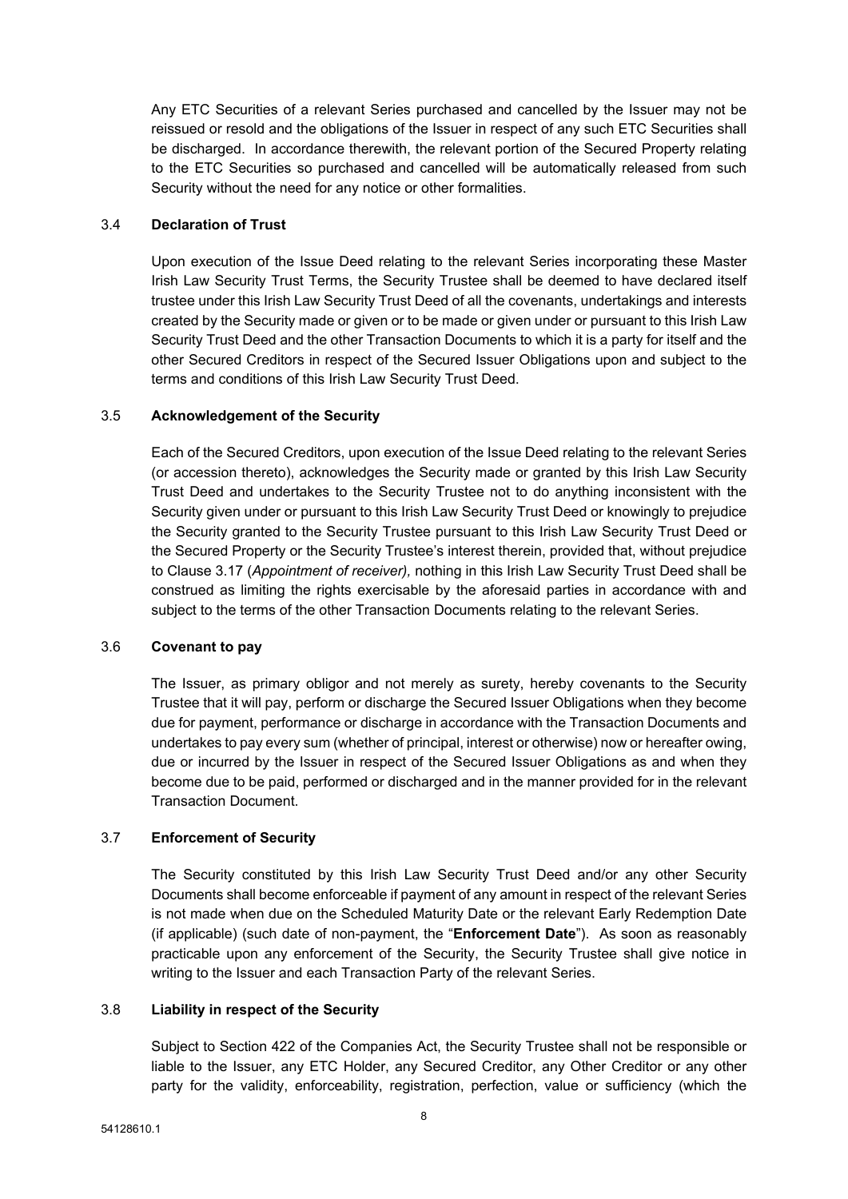Any ETC Securities of a relevant Series purchased and cancelled by the Issuer may not be reissued or resold and the obligations of the Issuer in respect of any such ETC Securities shall be discharged. In accordance therewith, the relevant portion of the Secured Property relating to the ETC Securities so purchased and cancelled will be automatically released from such Security without the need for any notice or other formalities.

### 3.4 Declaration of Trust

Upon execution of the Issue Deed relating to the relevant Series incorporating these Master Irish Law Security Trust Terms, the Security Trustee shall be deemed to have declared itself trustee under this Irish Law Security Trust Deed of all the covenants, undertakings and interests created by the Security made or given or to be made or given under or pursuant to this Irish Law Security Trust Deed and the other Transaction Documents to which it is a party for itself and the other Secured Creditors in respect of the Secured Issuer Obligations upon and subject to the terms and conditions of this Irish Law Security Trust Deed.

### 3.5 Acknowledgement of the Security

Each of the Secured Creditors, upon execution of the Issue Deed relating to the relevant Series (or accession thereto), acknowledges the Security made or granted by this Irish Law Security Trust Deed and undertakes to the Security Trustee not to do anything inconsistent with the Security given under or pursuant to this Irish Law Security Trust Deed or knowingly to prejudice the Security granted to the Security Trustee pursuant to this Irish Law Security Trust Deed or the Secured Property or the Security Trustee's interest therein, provided that, without prejudice to Clause 3.17 (*Appointment of receiver),* nothing in this Irish Law Security Trust Deed shall be construed as limiting the rights exercisable by the aforesaid parties in accordance with and subject to the terms of the other Transaction Documents relating to the relevant Series.

### 3.6 Covenant to pay

The Issuer, as primary obligor and not merely as surety, hereby covenants to the Security Trustee that it will pay, perform or discharge the Secured Issuer Obligations when they become due for payment, performance or discharge in accordance with the Transaction Documents and undertakes to pay every sum (whether of principal, interest or otherwise) now or hereafter owing, due or incurred by the Issuer in respect of the Secured Issuer Obligations as and when they become due to be paid, performed or discharged and in the manner provided for in the relevant Transaction Document.

### 3.7 Enforcement of Security

The Security constituted by this Irish Law Security Trust Deed and/or any other Security Documents shall become enforceable if payment of any amount in respect of the relevant Series is not made when due on the Scheduled Maturity Date or the relevant Early Redemption Date (if applicable) (such date of non-payment, the "**Enforcement Date**"). As soon as reasonably practicable upon any enforcement of the Security, the Security Trustee shall give notice in writing to the Issuer and each Transaction Party of the relevant Series.

### 3.8 Liability in respect of the Security

Subject to Section 422 of the Companies Act, the Security Trustee shall not be responsible or liable to the Issuer, any ETC Holder, any Secured Creditor, any Other Creditor or any other party for the validity, enforceability, registration, perfection, value or sufficiency (which the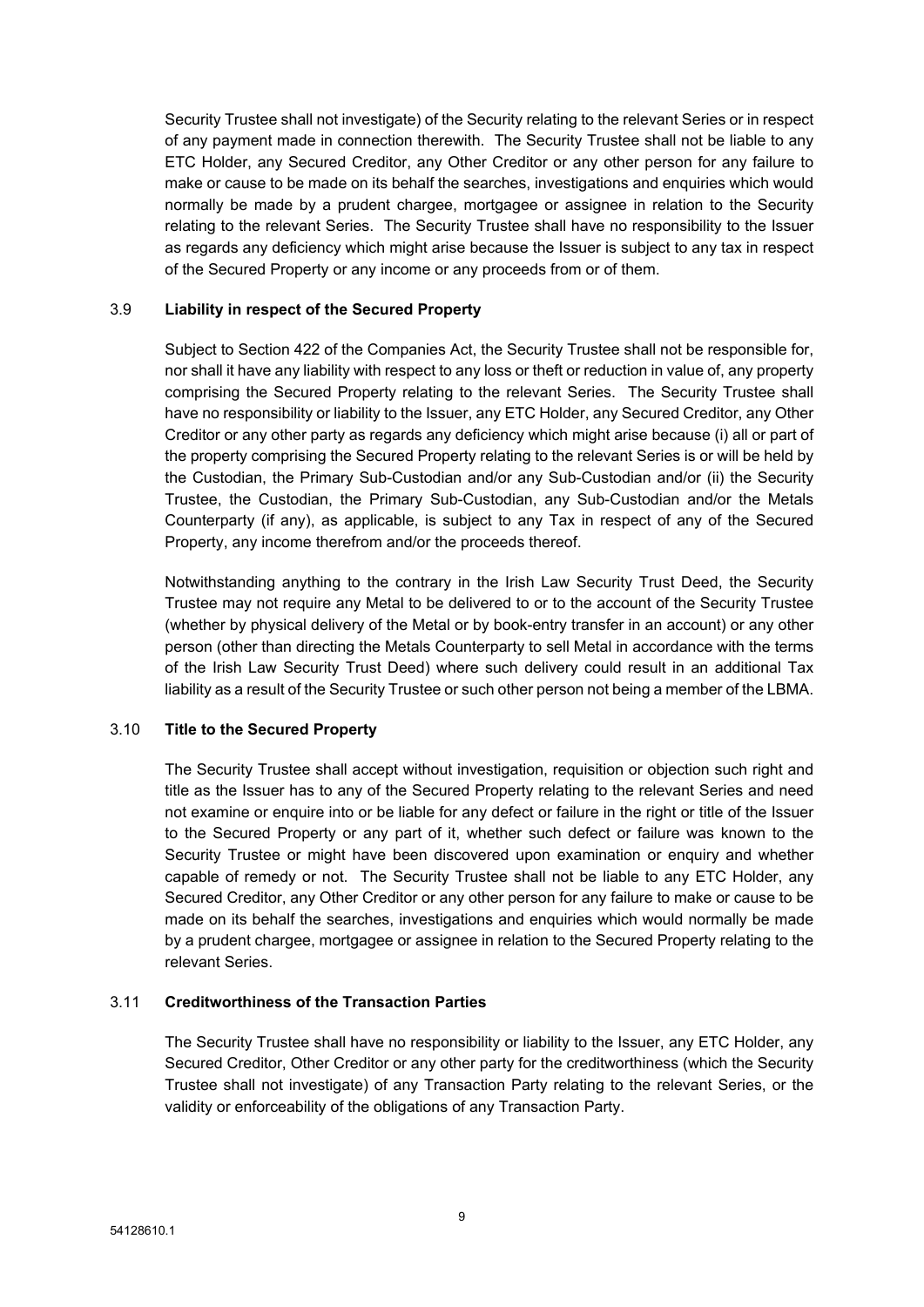Security Trustee shall not investigate) of the Security relating to the relevant Series or in respect of any payment made in connection therewith. The Security Trustee shall not be liable to any ETC Holder, any Secured Creditor, any Other Creditor or any other person for any failure to make or cause to be made on its behalf the searches, investigations and enquiries which would normally be made by a prudent chargee, mortgagee or assignee in relation to the Security relating to the relevant Series. The Security Trustee shall have no responsibility to the Issuer as regards any deficiency which might arise because the Issuer is subject to any tax in respect of the Secured Property or any income or any proceeds from or of them.

### 3.9 **Liability in respect of the Secured Property**

Subject to Section 422 of the Companies Act, the Security Trustee shall not be responsible for, nor shall it have any liability with respect to any loss or theft or reduction in value of, any property comprising the Secured Property relating to the relevant Series. The Security Trustee shall have no responsibility or liability to the Issuer, any ETC Holder, any Secured Creditor, any Other Creditor or any other party as regards any deficiency which might arise because (i) all or part of the property comprising the Secured Property relating to the relevant Series is or will be held by the Custodian, the Primary Sub-Custodian and/or any Sub-Custodian and/or (ii) the Security Trustee, the Custodian, the Primary Sub-Custodian, any Sub-Custodian and/or the Metals Counterparty (if any), as applicable, is subject to any Tax in respect of any of the Secured Property, any income therefrom and/or the proceeds thereof.

Notwithstanding anything to the contrary in the Irish Law Security Trust Deed, the Security Trustee may not require any Metal to be delivered to or to the account of the Security Trustee (whether by physical delivery of the Metal or by book-entry transfer in an account) or any other person (other than directing the Metals Counterparty to sell Metal in accordance with the terms of the Irish Law Security Trust Deed) where such delivery could result in an additional Tax liability as a result of the Security Trustee or such other person not being a member of the LBMA.

### 3.10 **Title to the Secured Property**

The Security Trustee shall accept without investigation, requisition or objection such right and title as the Issuer has to any of the Secured Property relating to the relevant Series and need not examine or enquire into or be liable for any defect or failure in the right or title of the Issuer to the Secured Property or any part of it, whether such defect or failure was known to the Security Trustee or might have been discovered upon examination or enquiry and whether capable of remedy or not. The Security Trustee shall not be liable to any ETC Holder, any Secured Creditor, any Other Creditor or any other person for any failure to make or cause to be made on its behalf the searches, investigations and enquiries which would normally be made by a prudent chargee, mortgagee or assignee in relation to the Secured Property relating to the relevant Series.

### 3.11 **Creditworthiness of the Transaction Parties**

The Security Trustee shall have no responsibility or liability to the Issuer, any ETC Holder, any Secured Creditor, Other Creditor or any other party for the creditworthiness (which the Security Trustee shall not investigate) of any Transaction Party relating to the relevant Series, or the validity or enforceability of the obligations of any Transaction Party.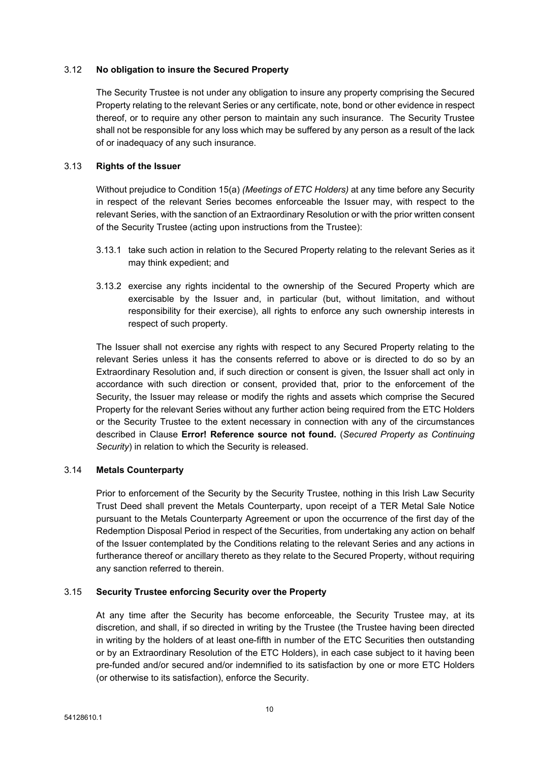### 3.12 **No obligation to insure the Secured Property**

The Security Trustee is not under any obligation to insure any property comprising the Secured Property relating to the relevant Series or any certificate, note, bond or other evidence in respect thereof, or to require any other person to maintain any such insurance. The Security Trustee shall not be responsible for any loss which may be suffered by any person as a result of the lack of or inadequacy of any such insurance.

### 3.13 **Rights of the Issuer**

Without prejudice to Condition 15(a) *(Meetings of ETC Holders)* at any time before any Security in respect of the relevant Series becomes enforceable the Issuer may, with respect to the relevant Series, with the sanction of an Extraordinary Resolution or with the prior written consent of the Security Trustee (acting upon instructions from the Trustee):

3.13.1 take such action in relation to the Secured Property relating to the relevant Series as it may think expedient; and

3.13.2 exercise any rights incidental to the ownership of the Secured Property which are exercisable by the Issuer and, in particular (but, without limitation, and without responsibility for their exercise), all rights to enforce any such ownership interests in respect of such property.

The Issuer shall not exercise any rights with respect to any Secured Property relating to the relevant Series unless it has the consents referred to above or is directed to do so by an Extraordinary Resolution and, if such direction or consent is given, the Issuer shall act only in accordance with such direction or consent, provided that, prior to the enforcement of the Security, the Issuer may release or modify the rights and assets which comprise the Secured Property for the relevant Series without any further action being required from the ETC Holders or the Security Trustee to the extent necessary in connection with any of the circumstances described in Clause **Error! Reference source not found.** (*Secured Property as Continuing Security*) in relation to which the Security is released.

### 3.14 **Metals Counterparty**

Prior to enforcement of the Security by the Security Trustee, nothing in this Irish Law Security Trust Deed shall prevent the Metals Counterparty, upon receipt of a TER Metal Sale Notice pursuant to the Metals Counterparty Agreement or upon the occurrence of the first day of the Redemption Disposal Period in respect of the Securities, from undertaking any action on behalf of the Issuer contemplated by the Conditions relating to the relevant Series and any actions in furtherance thereof or ancillary thereto as they relate to the Secured Property, without requiring any sanction referred to therein.

### 3.15 **Security Trustee enforcing Security over the Property**

At any time after the Security has become enforceable, the Security Trustee may, at its discretion, and shall, if so directed in writing by the Trustee (the Trustee having been directed in writing by the holders of at least one-fifth in number of the ETC Securities then outstanding or by an Extraordinary Resolution of the ETC Holders), in each case subject to it having been pre-funded and/or secured and/or indemnified to its satisfaction by one or more ETC Holders (or otherwise to its satisfaction), enforce the Security.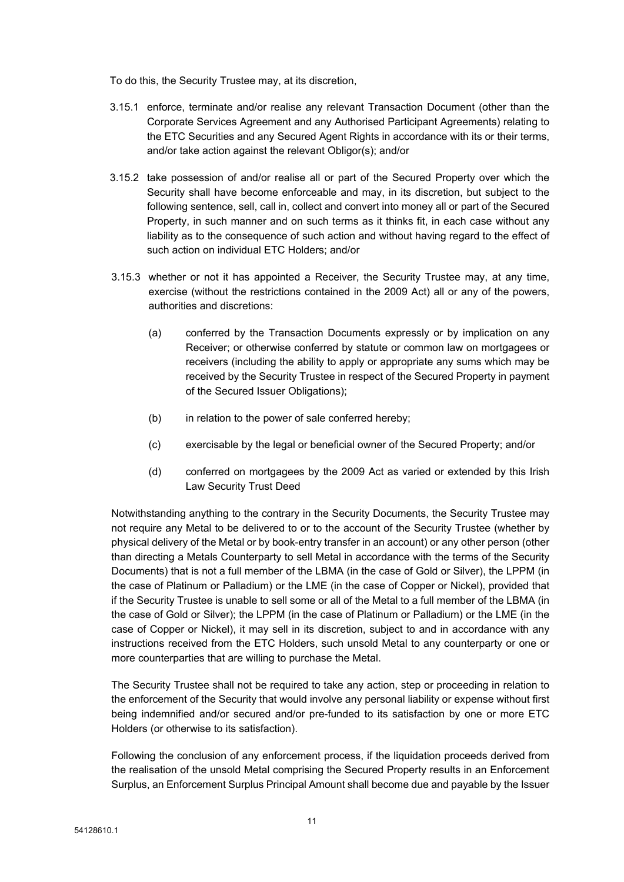To do this, the Security Trustee may, at its discretion,

3.15.1 enforce, terminate and/or realise any relevant Transaction Document (other than the Corporate Services Agreement and any Authorised Participant Agreements) relating to the ETC Securities and any Secured Agent Rights in accordance with its or their terms, and/or take action against the relevant Obligor(s); and/or

3.15.2 take possession of and/or realise all or part of the Secured Property over which the Security shall have become enforceable and may, in its discretion, but subject to the following sentence, sell, call in, collect and convert into money all or part of the Secured Property, in such manner and on such terms as it thinks fit, in each case without any liability as to the consequence of such action and without having regard to the effect of such action on individual ETC Holders; and/or

3.15.3 whether or not it has appointed a Receiver, the Security Trustee may, at any time, exercise (without the restrictions contained in the 2009 Act) all or any of the powers, authorities and discretions:

(a) conferred by the Transaction Documents expressly or by implication on any Receiver; or otherwise conferred by statute or common law on mortgagees or receivers (including the ability to apply or appropriate any sums which may be received by the Security Trustee in respect of the Secured Property in payment of the Secured Issuer Obligations);

(b) in relation to the power of sale conferred hereby;

(c) exercisable by the legal or beneficial owner of the Secured Property; and/or

(d) conferred on mortgagees by the 2009 Act as varied or extended by this Irish Law Security Trust Deed

Notwithstanding anything to the contrary in the Security Documents, the Security Trustee may not require any Metal to be delivered to or to the account of the Security Trustee (whether by physical delivery of the Metal or by book-entry transfer in an account) or any other person (other than directing a Metals Counterparty to sell Metal in accordance with the terms of the Security Documents) that is not a full member of the LBMA (in the case of Gold or Silver), the LPPM (in the case of Platinum or Palladium) or the LME (in the case of Copper or Nickel), provided that if the Security Trustee is unable to sell some or all of the Metal to a full member of the LBMA (in the case of Gold or Silver); the LPPM (in the case of Platinum or Palladium) or the LME (in the case of Copper or Nickel), it may sell in its discretion, subject to and in accordance with any instructions received from the ETC Holders, such unsold Metal to any counterparty or one or more counterparties that are willing to purchase the Metal.

The Security Trustee shall not be required to take any action, step or proceeding in relation to the enforcement of the Security that would involve any personal liability or expense without first being indemnified and/or secured and/or pre-funded to its satisfaction by one or more ETC Holders (or otherwise to its satisfaction).

Following the conclusion of any enforcement process, if the liquidation proceeds derived from the realisation of the unsold Metal comprising the Secured Property results in an Enforcement Surplus, an Enforcement Surplus Principal Amount shall become due and payable by the Issuer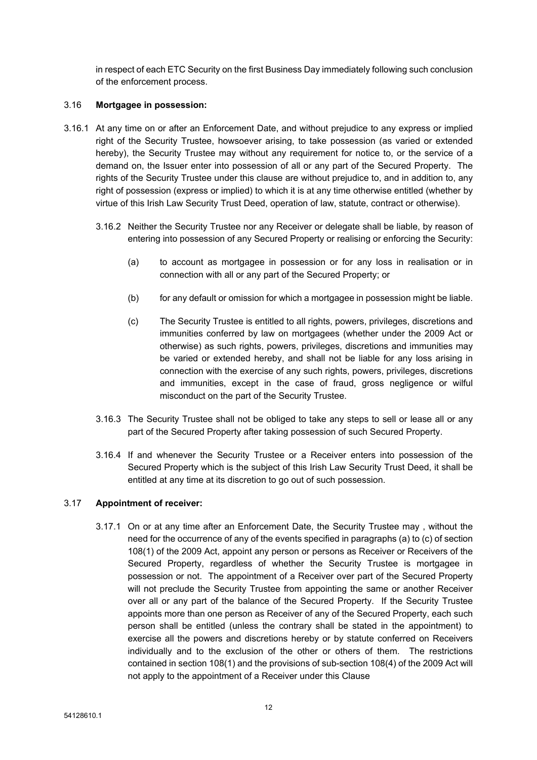in respect of each ETC Security on the first Business Day immediately following such conclusion of the enforcement process.

3.16 **Mortgagee in possession:**

3.16.1 At any time on or after an Enforcement Date, and without prejudice to any express or implied right of the Security Trustee, howsoever arising, to take possession (as varied or extended hereby), the Security Trustee may without any requirement for notice to, or the service of a demand on, the Issuer enter into possession of all or any part of the Secured Property. The rights of the Security Trustee under this clause are without prejudice to, and in addition to, any right of possession (express or implied) to which it is at any time otherwise entitled (whether by virtue of this Irish Law Security Trust Deed, operation of law, statute, contract or otherwise).

3.16.2 Neither the Security Trustee nor any Receiver or delegate shall be liable, by reason of entering into possession of any Secured Property or realising or enforcing the Security:

(a) to account as mortgagee in possession or for any loss in realisation or in connection with all or any part of the Secured Property; or

(b) for any default or omission for which a mortgagee in possession might be liable.

(c) The Security Trustee is entitled to all rights, powers, privileges, discretions and immunities conferred by law on mortgagees (whether under the 2009 Act or otherwise) as such rights, powers, privileges, discretions and immunities may be varied or extended hereby, and shall not be liable for any loss arising in connection with the exercise of any such rights, powers, privileges, discretions and immunities, except in the case of fraud, gross negligence or wilful misconduct on the part of the Security Trustee.

3.16.3 The Security Trustee shall not be obliged to take any steps to sell or lease all or any part of the Secured Property after taking possession of such Secured Property.

3.16.4 If and whenever the Security Trustee or a Receiver enters into possession of the Secured Property which is the subject of this Irish Law Security Trust Deed, it shall be entitled at any time at its discretion to go out of such possession.

3.17 **Appointment of receiver:**

3.17.1 On or at any time after an Enforcement Date, the Security Trustee may , without the need for the occurrence of any of the events specified in paragraphs (a) to (c) of section 108(1) of the 2009 Act, appoint any person or persons as Receiver or Receivers of the Secured Property, regardless of whether the Security Trustee is mortgagee in possession or not. The appointment of a Receiver over part of the Secured Property will not preclude the Security Trustee from appointing the same or another Receiver over all or any part of the balance of the Secured Property. If the Security Trustee appoints more than one person as Receiver of any of the Secured Property, each such person shall be entitled (unless the contrary shall be stated in the appointment) to exercise all the powers and discretions hereby or by statute conferred on Receivers individually and to the exclusion of the other or others of them. The restrictions contained in section 108(1) and the provisions of sub-section 108(4) of the 2009 Act will not apply to the appointment of a Receiver under this Clause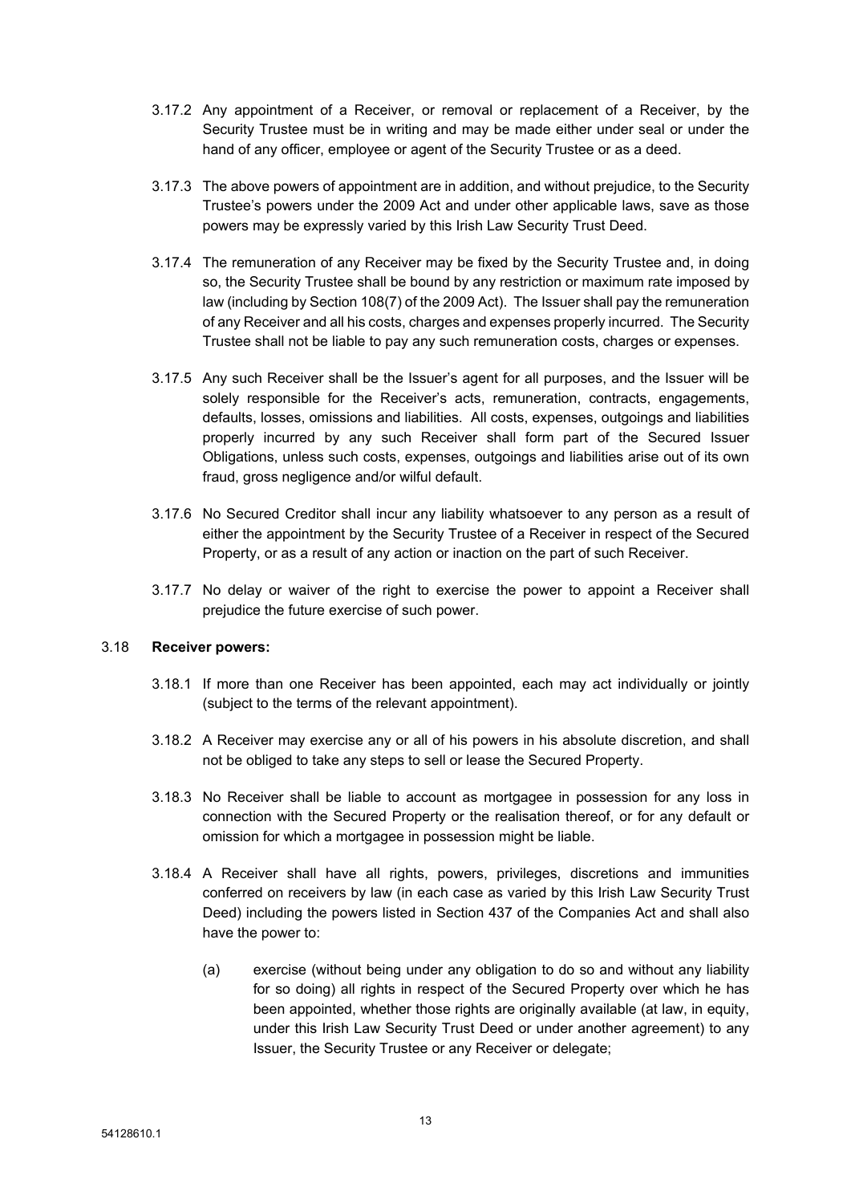3.17.2 Any appointment of a Receiver, or removal or replacement of a Receiver, by the Security Trustee must be in writing and may be made either under seal or under the hand of any officer, employee or agent of the Security Trustee or as a deed.

3.17.3 The above powers of appointment are in addition, and without prejudice, to the Security Trustee's powers under the 2009 Act and under other applicable laws, save as those powers may be expressly varied by this Irish Law Security Trust Deed.

3.17.4 The remuneration of any Receiver may be fixed by the Security Trustee and, in doing so, the Security Trustee shall be bound by any restriction or maximum rate imposed by law (including by Section 108(7) of the 2009 Act). The Issuer shall pay the remuneration of any Receiver and all his costs, charges and expenses properly incurred. The Security Trustee shall not be liable to pay any such remuneration costs, charges or expenses.

3.17.5 Any such Receiver shall be the Issuer's agent for all purposes, and the Issuer will be solely responsible for the Receiver's acts, remuneration, contracts, engagements, defaults, losses, omissions and liabilities. All costs, expenses, outgoings and liabilities properly incurred by any such Receiver shall form part of the Secured Issuer Obligations, unless such costs, expenses, outgoings and liabilities arise out of its own fraud, gross negligence and/or wilful default.

3.17.6 No Secured Creditor shall incur any liability whatsoever to any person as a result of either the appointment by the Security Trustee of a Receiver in respect of the Secured Property, or as a result of any action or inaction on the part of such Receiver.

3.17.7 No delay or waiver of the right to exercise the power to appoint a Receiver shall prejudice the future exercise of such power.

3.18 **Receiver powers:**

3.18.1 If more than one Receiver has been appointed, each may act individually or jointly (subject to the terms of the relevant appointment).

3.18.2 A Receiver may exercise any or all of his powers in his absolute discretion, and shall not be obliged to take any steps to sell or lease the Secured Property.

3.18.3 No Receiver shall be liable to account as mortgagee in possession for any loss in connection with the Secured Property or the realisation thereof, or for any default or omission for which a mortgagee in possession might be liable.

3.18.4 A Receiver shall have all rights, powers, privileges, discretions and immunities conferred on receivers by law (in each case as varied by this Irish Law Security Trust Deed) including the powers listed in Section 437 of the Companies Act and shall also have the power to:

(a) exercise (without being under any obligation to do so and without any liability for so doing) all rights in respect of the Secured Property over which he has been appointed, whether those rights are originally available (at law, in equity, under this Irish Law Security Trust Deed or under another agreement) to any Issuer, the Security Trustee or any Receiver or delegate;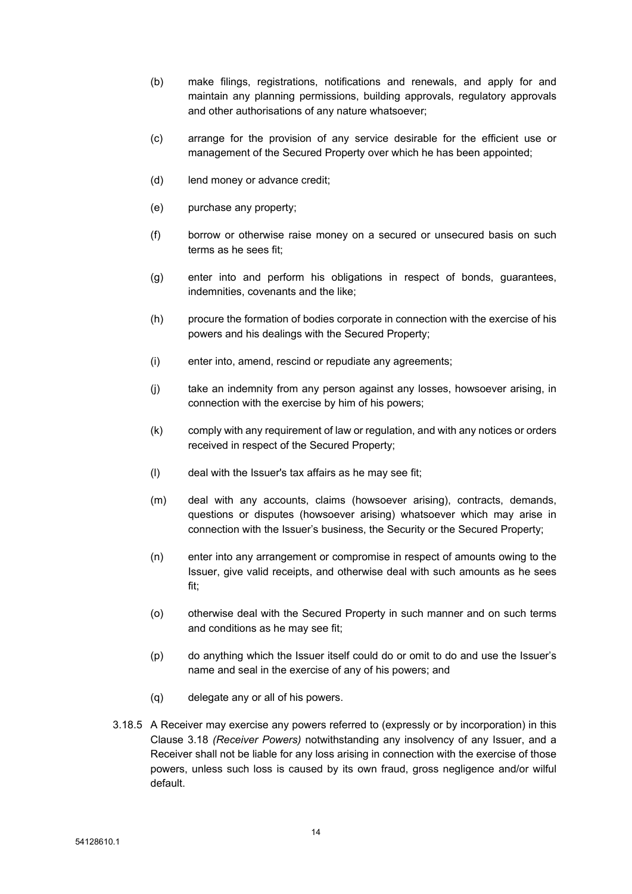(b) make filings, registrations, notifications and renewals, and apply for and maintain any planning permissions, building approvals, regulatory approvals and other authorisations of any nature whatsoever;

(c) arrange for the provision of any service desirable for the efficient use or management of the Secured Property over which he has been appointed;

(d) lend money or advance credit;

(e) purchase any property;

(f) borrow or otherwise raise money on a secured or unsecured basis on such terms as he sees fit;

(g) enter into and perform his obligations in respect of bonds, guarantees, indemnities, covenants and the like;

(h) procure the formation of bodies corporate in connection with the exercise of his powers and his dealings with the Secured Property;

(i) enter into, amend, rescind or repudiate any agreements;

(j) take an indemnity from any person against any losses, howsoever arising, in connection with the exercise by him of his powers;

(k) comply with any requirement of law or regulation, and with any notices or orders received in respect of the Secured Property;

(l) deal with the Issuer's tax affairs as he may see fit;

(m) deal with any accounts, claims (howsoever arising), contracts, demands, questions or disputes (howsoever arising) whatsoever which may arise in connection with the Issuer's business, the Security or the Secured Property;

(n) enter into any arrangement or compromise in respect of amounts owing to the Issuer, give valid receipts, and otherwise deal with such amounts as he sees fit;

(o) otherwise deal with the Secured Property in such manner and on such terms and conditions as he may see fit;

(p) do anything which the Issuer itself could do or omit to do and use the Issuer's name and seal in the exercise of any of his powers; and

(q) delegate any or all of his powers.

3.18.5 A Receiver may exercise any powers referred to (expressly or by incorporation) in this Clause 3.18 *(Receiver Powers)* notwithstanding any insolvency of any Issuer, and a Receiver shall not be liable for any loss arising in connection with the exercise of those powers, unless such loss is caused by its own fraud, gross negligence and/or wilful default.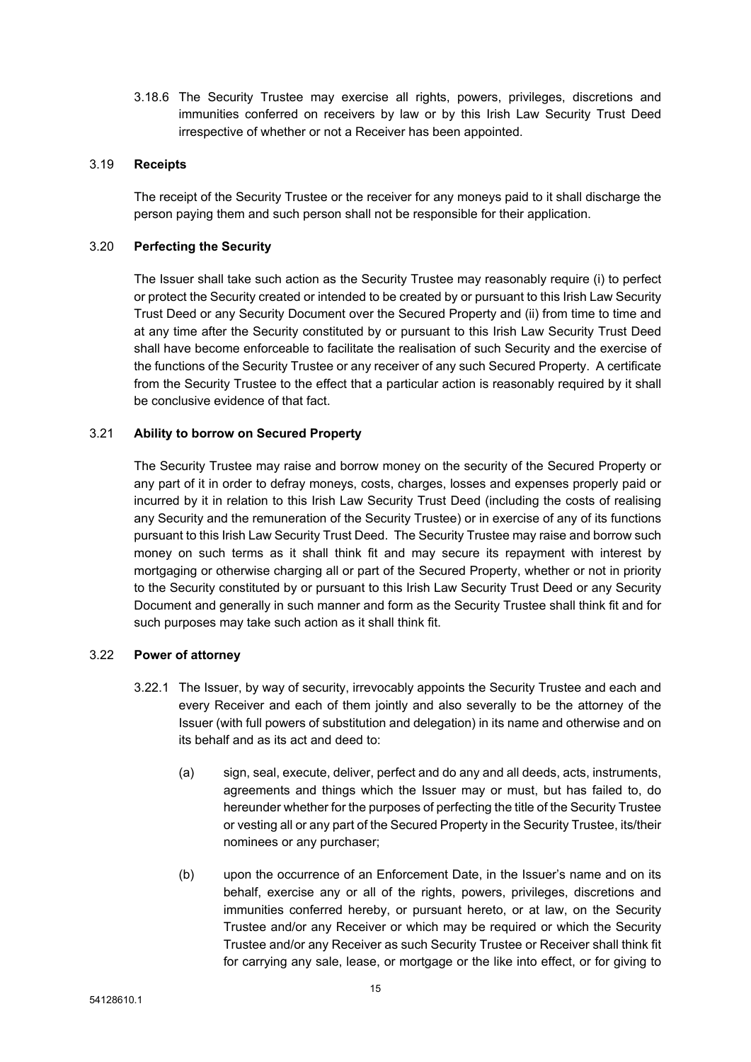3.18.6 The Security Trustee may exercise all rights, powers, privileges, discretions and immunities conferred on receivers by law or by this Irish Law Security Trust Deed irrespective of whether or not a Receiver has been appointed.

### 3.19 **Receipts**

The receipt of the Security Trustee or the receiver for any moneys paid to it shall discharge the person paying them and such person shall not be responsible for their application.

### 3.20 **Perfecting the Security**

The Issuer shall take such action as the Security Trustee may reasonably require (i) to perfect or protect the Security created or intended to be created by or pursuant to this Irish Law Security Trust Deed or any Security Document over the Secured Property and (ii) from time to time and at any time after the Security constituted by or pursuant to this Irish Law Security Trust Deed shall have become enforceable to facilitate the realisation of such Security and the exercise of the functions of the Security Trustee or any receiver of any such Secured Property. A certificate from the Security Trustee to the effect that a particular action is reasonably required by it shall be conclusive evidence of that fact.

### 3.21 **Ability to borrow on Secured Property**

The Security Trustee may raise and borrow money on the security of the Secured Property or any part of it in order to defray moneys, costs, charges, losses and expenses properly paid or incurred by it in relation to this Irish Law Security Trust Deed (including the costs of realising any Security and the remuneration of the Security Trustee) or in exercise of any of its functions pursuant to this Irish Law Security Trust Deed. The Security Trustee may raise and borrow such money on such terms as it shall think fit and may secure its repayment with interest by mortgaging or otherwise charging all or part of the Secured Property, whether or not in priority to the Security constituted by or pursuant to this Irish Law Security Trust Deed or any Security Document and generally in such manner and form as the Security Trustee shall think fit and for such purposes may take such action as it shall think fit.

### 3.22 **Power of attorney**

3.22.1 The Issuer, by way of security, irrevocably appoints the Security Trustee and each and every Receiver and each of them jointly and also severally to be the attorney of the Issuer (with full powers of substitution and delegation) in its name and otherwise and on its behalf and as its act and deed to:

(a) sign, seal, execute, deliver, perfect and do any and all deeds, acts, instruments, agreements and things which the Issuer may or must, but has failed to, do hereunder whether for the purposes of perfecting the title of the Security Trustee or vesting all or any part of the Secured Property in the Security Trustee, its/their nominees or any purchaser;

(b) upon the occurrence of an Enforcement Date, in the Issuer's name and on its behalf, exercise any or all of the rights, powers, privileges, discretions and immunities conferred hereby, or pursuant hereto, or at law, on the Security Trustee and/or any Receiver or which may be required or which the Security Trustee and/or any Receiver as such Security Trustee or Receiver shall think fit for carrying any sale, lease, or mortgage or the like into effect, or for giving to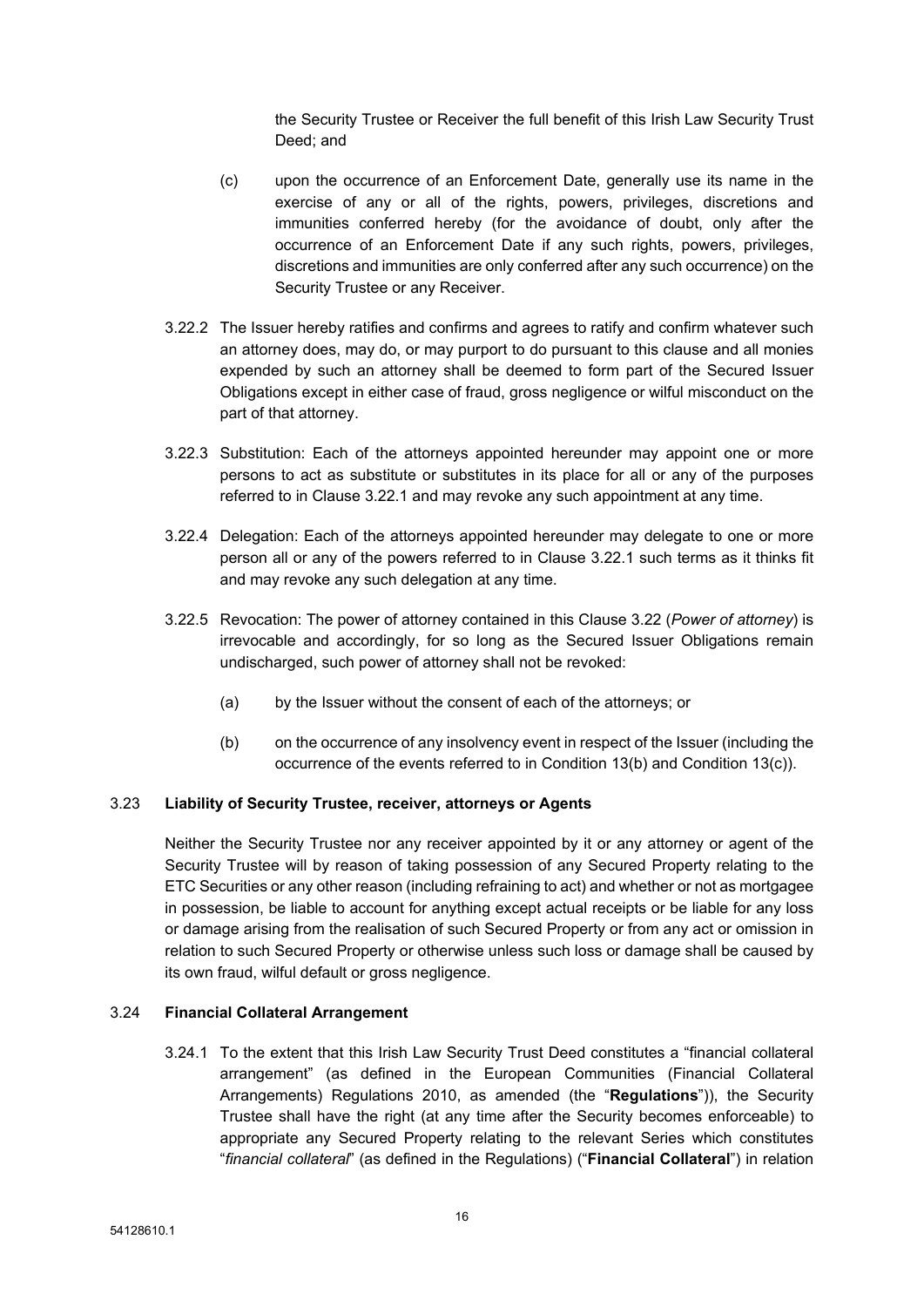the Security Trustee or Receiver the full benefit of this Irish Law Security Trust Deed; and

(c) upon the occurrence of an Enforcement Date, generally use its name in the exercise of any or all of the rights, powers, privileges, discretions and immunities conferred hereby (for the avoidance of doubt, only after the occurrence of an Enforcement Date if any such rights, powers, privileges, discretions and immunities are only conferred after any such occurrence) on the Security Trustee or any Receiver.

3.22.2 The Issuer hereby ratifies and confirms and agrees to ratify and confirm whatever such an attorney does, may do, or may purport to do pursuant to this clause and all monies expended by such an attorney shall be deemed to form part of the Secured Issuer Obligations except in either case of fraud, gross negligence or wilful misconduct on the part of that attorney.

3.22.3 Substitution: Each of the attorneys appointed hereunder may appoint one or more persons to act as substitute or substitutes in its place for all or any of the purposes referred to in Clause 3.22.1 and may revoke any such appointment at any time.

3.22.4 Delegation: Each of the attorneys appointed hereunder may delegate to one or more person all or any of the powers referred to in Clause 3.22.1 such terms as it thinks fit and may revoke any such delegation at any time.

3.22.5 Revocation: The power of attorney contained in this Clause 3.22 (*Power of attorney*) is irrevocable and accordingly, for so long as the Secured Issuer Obligations remain undischarged, such power of attorney shall not be revoked:

(a) by the Issuer without the consent of each of the attorneys; or

(b) on the occurrence of any insolvency event in respect of the Issuer (including the occurrence of the events referred to in Condition 13(b) and Condition 13(c)).

### 3.23 Liability of Security Trustee, receiver, attorneys or Agents

Neither the Security Trustee nor any receiver appointed by it or any attorney or agent of the Security Trustee will by reason of taking possession of any Secured Property relating to the ETC Securities or any other reason (including refraining to act) and whether or not as mortgagee in possession, be liable to account for anything except actual receipts or be liable for any loss or damage arising from the realisation of such Secured Property or from any act or omission in relation to such Secured Property or otherwise unless such loss or damage shall be caused by its own fraud, wilful default or gross negligence.

### 3.24 Financial Collateral Arrangement

3.24.1 To the extent that this Irish Law Security Trust Deed constitutes a "financial collateral arrangement" (as defined in the European Communities (Financial Collateral Arrangements) Regulations 2010, as amended (the "**Regulations**")), the Security Trustee shall have the right (at any time after the Security becomes enforceable) to appropriate any Secured Property relating to the relevant Series which constitutes "*financial collateral*" (as defined in the Regulations) ("**Financial Collateral**") in relation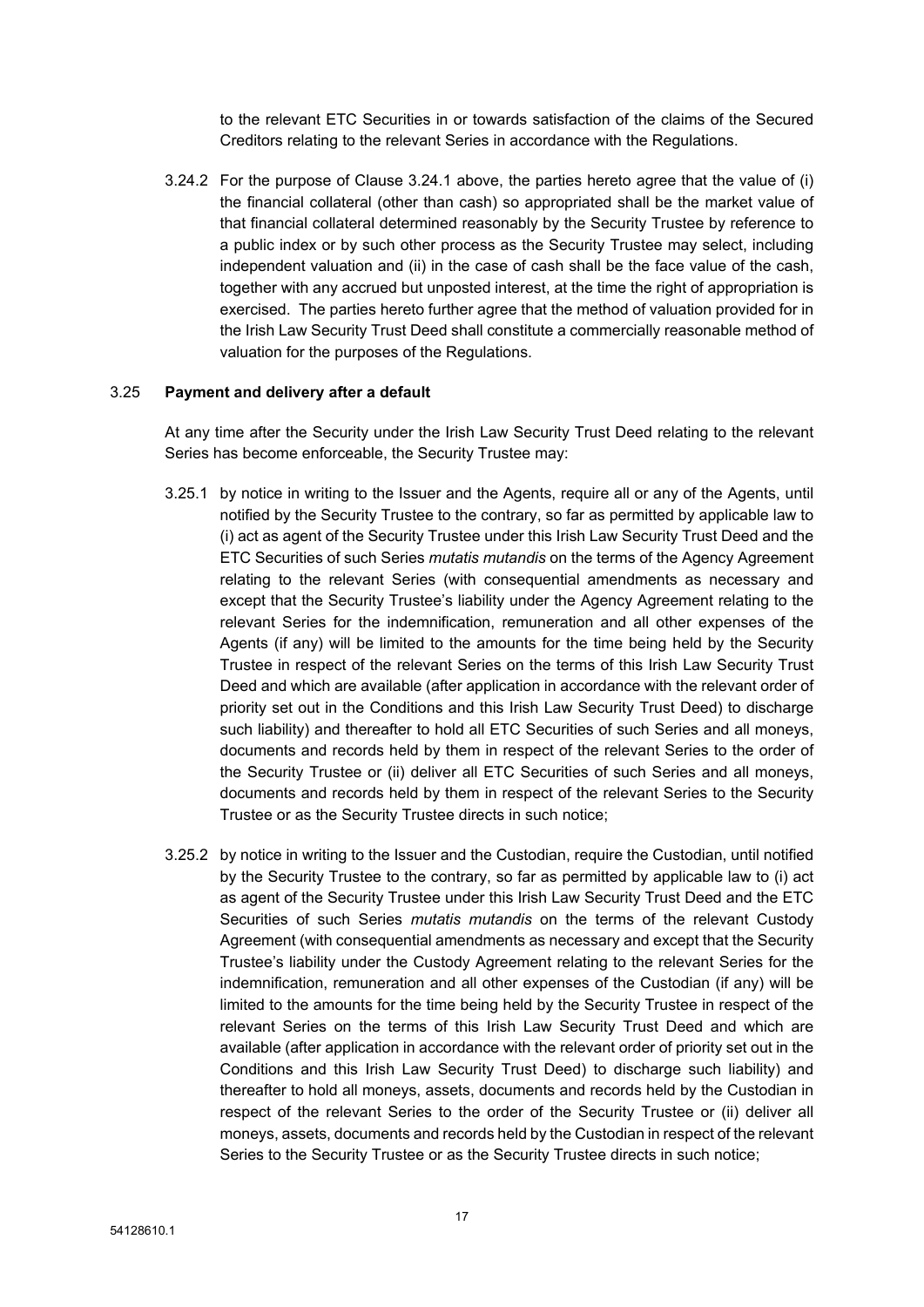to the relevant ETC Securities in or towards satisfaction of the claims of the Secured Creditors relating to the relevant Series in accordance with the Regulations.

3.24.2 For the purpose of Clause 3.24.1 above, the parties hereto agree that the value of (i) the financial collateral (other than cash) so appropriated shall be the market value of that financial collateral determined reasonably by the Security Trustee by reference to a public index or by such other process as the Security Trustee may select, including independent valuation and (ii) in the case of cash shall be the face value of the cash, together with any accrued but unposted interest, at the time the right of appropriation is exercised. The parties hereto further agree that the method of valuation provided for in the Irish Law Security Trust Deed shall constitute a commercially reasonable method of valuation for the purposes of the Regulations.

### 3.25 Payment and delivery after a default

At any time after the Security under the Irish Law Security Trust Deed relating to the relevant Series has become enforceable, the Security Trustee may:

3.25.1 by notice in writing to the Issuer and the Agents, require all or any of the Agents, until notified by the Security Trustee to the contrary, so far as permitted by applicable law to (i) act as agent of the Security Trustee under this Irish Law Security Trust Deed and the ETC Securities of such Series *mutatis mutandis* on the terms of the Agency Agreement relating to the relevant Series (with consequential amendments as necessary and except that the Security Trustee's liability under the Agency Agreement relating to the relevant Series for the indemnification, remuneration and all other expenses of the Agents (if any) will be limited to the amounts for the time being held by the Security Trustee in respect of the relevant Series on the terms of this Irish Law Security Trust Deed and which are available (after application in accordance with the relevant order of priority set out in the Conditions and this Irish Law Security Trust Deed) to discharge such liability) and thereafter to hold all ETC Securities of such Series and all moneys, documents and records held by them in respect of the relevant Series to the order of the Security Trustee or (ii) deliver all ETC Securities of such Series and all moneys, documents and records held by them in respect of the relevant Series to the Security Trustee or as the Security Trustee directs in such notice;

3.25.2 by notice in writing to the Issuer and the Custodian, require the Custodian, until notified by the Security Trustee to the contrary, so far as permitted by applicable law to (i) act as agent of the Security Trustee under this Irish Law Security Trust Deed and the ETC Securities of such Series *mutatis mutandis* on the terms of the relevant Custody Agreement (with consequential amendments as necessary and except that the Security Trustee's liability under the Custody Agreement relating to the relevant Series for the indemnification, remuneration and all other expenses of the Custodian (if any) will be limited to the amounts for the time being held by the Security Trustee in respect of the relevant Series on the terms of this Irish Law Security Trust Deed and which are available (after application in accordance with the relevant order of priority set out in the Conditions and this Irish Law Security Trust Deed) to discharge such liability) and thereafter to hold all moneys, assets, documents and records held by the Custodian in respect of the relevant Series to the order of the Security Trustee or (ii) deliver all moneys, assets, documents and records held by the Custodian in respect of the relevant Series to the Security Trustee or as the Security Trustee directs in such notice;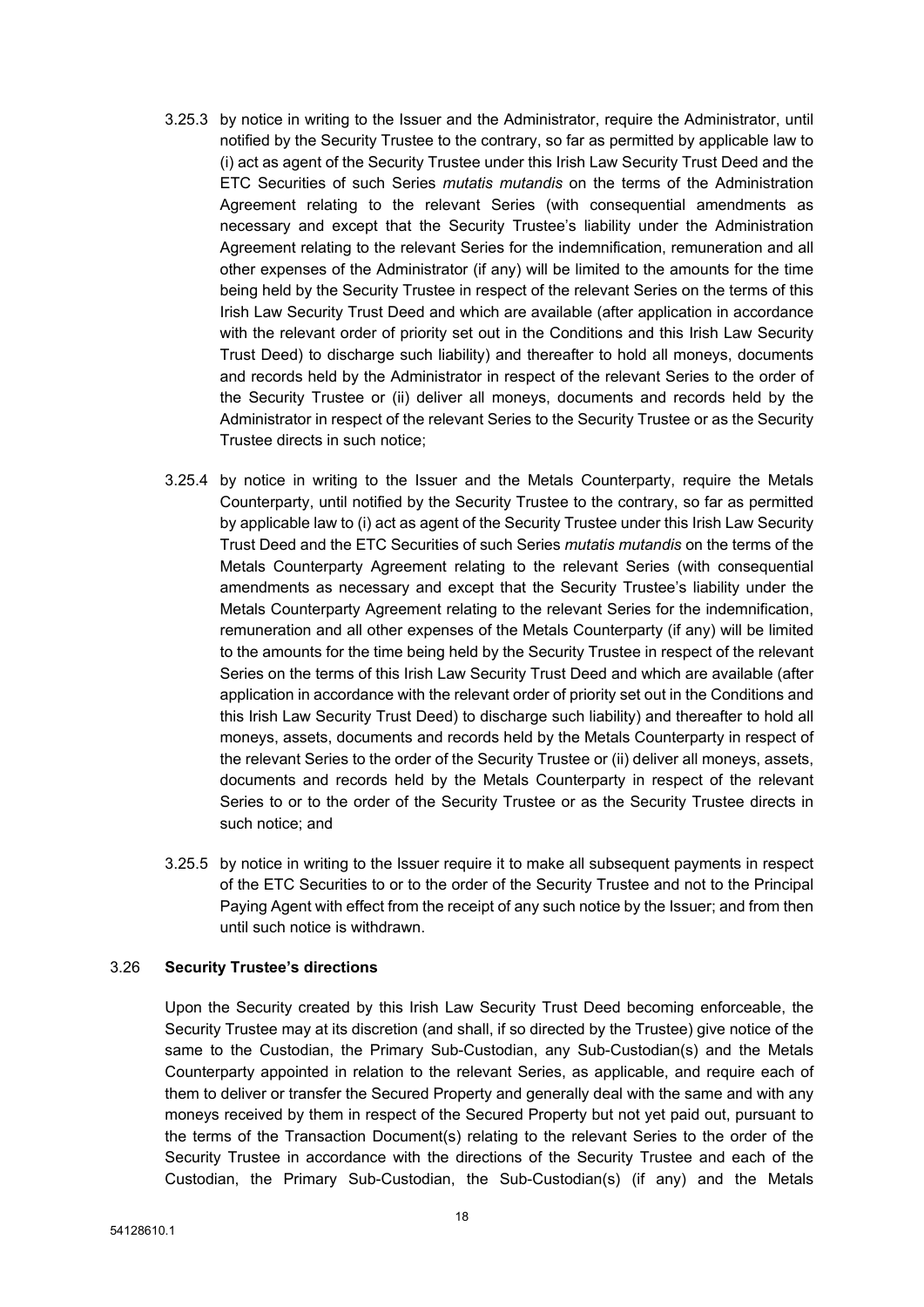3.25.3 by notice in writing to the Issuer and the Administrator, require the Administrator, until notified by the Security Trustee to the contrary, so far as permitted by applicable law to (i) act as agent of the Security Trustee under this Irish Law Security Trust Deed and the ETC Securities of such Series *mutatis mutandis* on the terms of the Administration Agreement relating to the relevant Series (with consequential amendments as necessary and except that the Security Trustee's liability under the Administration Agreement relating to the relevant Series for the indemnification, remuneration and all other expenses of the Administrator (if any) will be limited to the amounts for the time being held by the Security Trustee in respect of the relevant Series on the terms of this Irish Law Security Trust Deed and which are available (after application in accordance with the relevant order of priority set out in the Conditions and this Irish Law Security Trust Deed) to discharge such liability) and thereafter to hold all moneys, documents and records held by the Administrator in respect of the relevant Series to the order of the Security Trustee or (ii) deliver all moneys, documents and records held by the Administrator in respect of the relevant Series to the Security Trustee or as the Security Trustee directs in such notice;

3.25.4 by notice in writing to the Issuer and the Metals Counterparty, require the Metals Counterparty, until notified by the Security Trustee to the contrary, so far as permitted by applicable law to (i) act as agent of the Security Trustee under this Irish Law Security Trust Deed and the ETC Securities of such Series *mutatis mutandis* on the terms of the Metals Counterparty Agreement relating to the relevant Series (with consequential amendments as necessary and except that the Security Trustee's liability under the Metals Counterparty Agreement relating to the relevant Series for the indemnification, remuneration and all other expenses of the Metals Counterparty (if any) will be limited to the amounts for the time being held by the Security Trustee in respect of the relevant Series on the terms of this Irish Law Security Trust Deed and which are available (after application in accordance with the relevant order of priority set out in the Conditions and this Irish Law Security Trust Deed) to discharge such liability) and thereafter to hold all moneys, assets, documents and records held by the Metals Counterparty in respect of the relevant Series to the order of the Security Trustee or (ii) deliver all moneys, assets, documents and records held by the Metals Counterparty in respect of the relevant Series to or to the order of the Security Trustee or as the Security Trustee directs in such notice; and

3.25.5 by notice in writing to the Issuer require it to make all subsequent payments in respect of the ETC Securities to or to the order of the Security Trustee and not to the Principal Paying Agent with effect from the receipt of any such notice by the Issuer; and from then until such notice is withdrawn.

### 3.26 Security Trustee's directions

Upon the Security created by this Irish Law Security Trust Deed becoming enforceable, the Security Trustee may at its discretion (and shall, if so directed by the Trustee) give notice of the same to the Custodian, the Primary Sub-Custodian, any Sub-Custodian(s) and the Metals Counterparty appointed in relation to the relevant Series, as applicable, and require each of them to deliver or transfer the Secured Property and generally deal with the same and with any moneys received by them in respect of the Secured Property but not yet paid out, pursuant to the terms of the Transaction Document(s) relating to the relevant Series to the order of the Security Trustee in accordance with the directions of the Security Trustee and each of the Custodian, the Primary Sub-Custodian, the Sub-Custodian(s) (if any) and the Metals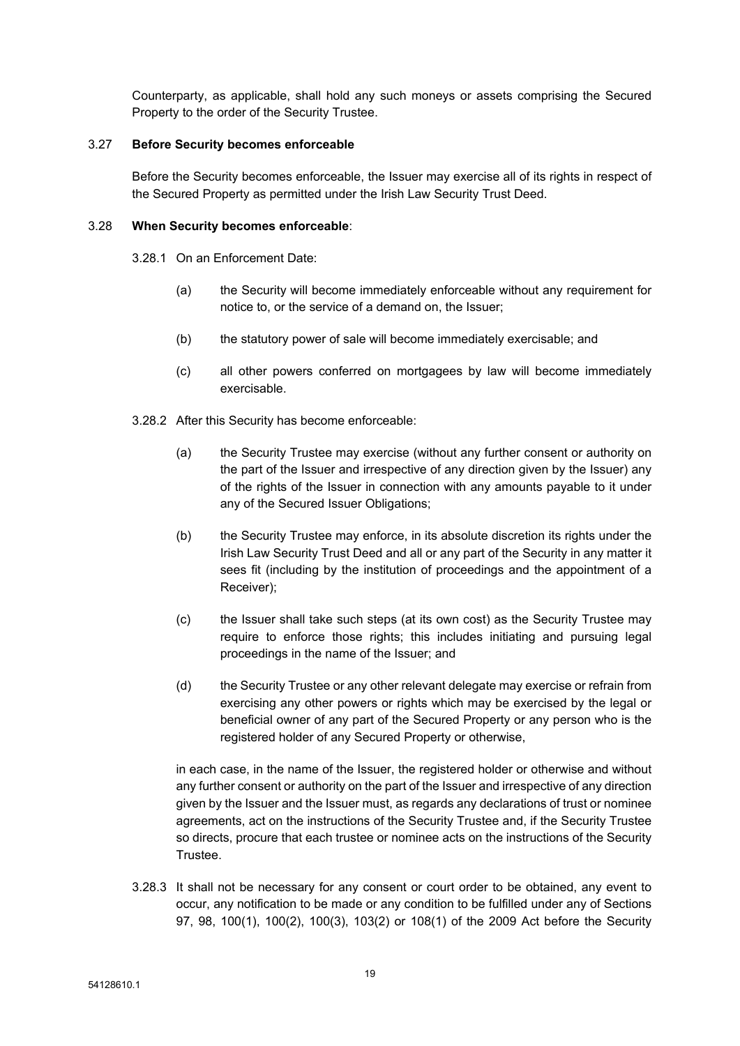Counterparty, as applicable, shall hold any such moneys or assets comprising the Secured Property to the order of the Security Trustee.

3.27 **Before Security becomes enforceable**

Before the Security becomes enforceable, the Issuer may exercise all of its rights in respect of the Secured Property as permitted under the Irish Law Security Trust Deed.

3.28 **When Security becomes enforceable**:

3.28.1 On an Enforcement Date:

(a) the Security will become immediately enforceable without any requirement for notice to, or the service of a demand on, the Issuer;

(b) the statutory power of sale will become immediately exercisable; and

(c) all other powers conferred on mortgagees by law will become immediately exercisable.

3.28.2 After this Security has become enforceable:

(a) the Security Trustee may exercise (without any further consent or authority on the part of the Issuer and irrespective of any direction given by the Issuer) any of the rights of the Issuer in connection with any amounts payable to it under any of the Secured Issuer Obligations;

(b) the Security Trustee may enforce, in its absolute discretion its rights under the Irish Law Security Trust Deed and all or any part of the Security in any matter it sees fit (including by the institution of proceedings and the appointment of a Receiver);

(c) the Issuer shall take such steps (at its own cost) as the Security Trustee may require to enforce those rights; this includes initiating and pursuing legal proceedings in the name of the Issuer; and

(d) the Security Trustee or any other relevant delegate may exercise or refrain from exercising any other powers or rights which may be exercised by the legal or beneficial owner of any part of the Secured Property or any person who is the registered holder of any Secured Property or otherwise,

in each case, in the name of the Issuer, the registered holder or otherwise and without any further consent or authority on the part of the Issuer and irrespective of any direction given by the Issuer and the Issuer must, as regards any declarations of trust or nominee agreements, act on the instructions of the Security Trustee and, if the Security Trustee so directs, procure that each trustee or nominee acts on the instructions of the Security Trustee.

3.28.3 It shall not be necessary for any consent or court order to be obtained, any event to occur, any notification to be made or any condition to be fulfilled under any of Sections 97, 98, 100(1), 100(2), 100(3), 103(2) or 108(1) of the 2009 Act before the Security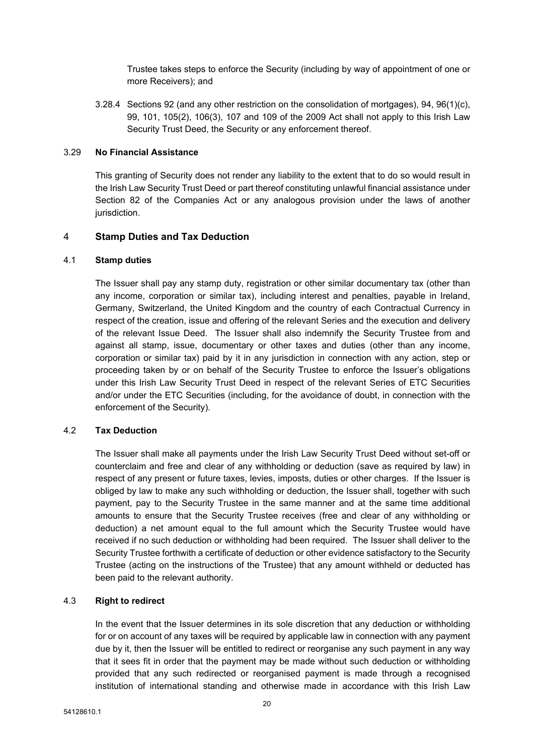Trustee takes steps to enforce the Security (including by way of appointment of one or more Receivers); and

3.28.4 Sections 92 (and any other restriction on the consolidation of mortgages), 94, 96(1)(c), 99, 101, 105(2), 106(3), 107 and 109 of the 2009 Act shall not apply to this Irish Law Security Trust Deed, the Security or any enforcement thereof.

### 3.29 **No Financial Assistance**

This granting of Security does not render any liability to the extent that to do so would result in the Irish Law Security Trust Deed or part thereof constituting unlawful financial assistance under Section 82 of the Companies Act or any analogous provision under the laws of another jurisdiction.

## 4 Stamp Duties and Tax Deduction

### 4.1 **Stamp duties**

The Issuer shall pay any stamp duty, registration or other similar documentary tax (other than any income, corporation or similar tax), including interest and penalties, payable in Ireland, Germany, Switzerland, the United Kingdom and the country of each Contractual Currency in respect of the creation, issue and offering of the relevant Series and the execution and delivery of the relevant Issue Deed. The Issuer shall also indemnify the Security Trustee from and against all stamp, issue, documentary or other taxes and duties (other than any income, corporation or similar tax) paid by it in any jurisdiction in connection with any action, step or proceeding taken by or on behalf of the Security Trustee to enforce the Issuer's obligations under this Irish Law Security Trust Deed in respect of the relevant Series of ETC Securities and/or under the ETC Securities (including, for the avoidance of doubt, in connection with the enforcement of the Security).

### 4.2 **Tax Deduction**

The Issuer shall make all payments under the Irish Law Security Trust Deed without set-off or counterclaim and free and clear of any withholding or deduction (save as required by law) in respect of any present or future taxes, levies, imposts, duties or other charges. If the Issuer is obliged by law to make any such withholding or deduction, the Issuer shall, together with such payment, pay to the Security Trustee in the same manner and at the same time additional amounts to ensure that the Security Trustee receives (free and clear of any withholding or deduction) a net amount equal to the full amount which the Security Trustee would have received if no such deduction or withholding had been required. The Issuer shall deliver to the Security Trustee forthwith a certificate of deduction or other evidence satisfactory to the Security Trustee (acting on the instructions of the Trustee) that any amount withheld or deducted has been paid to the relevant authority.

### 4.3 **Right to redirect**

In the event that the Issuer determines in its sole discretion that any deduction or withholding for or on account of any taxes will be required by applicable law in connection with any payment due by it, then the Issuer will be entitled to redirect or reorganise any such payment in any way that it sees fit in order that the payment may be made without such deduction or withholding provided that any such redirected or reorganised payment is made through a recognised institution of international standing and otherwise made in accordance with this Irish Law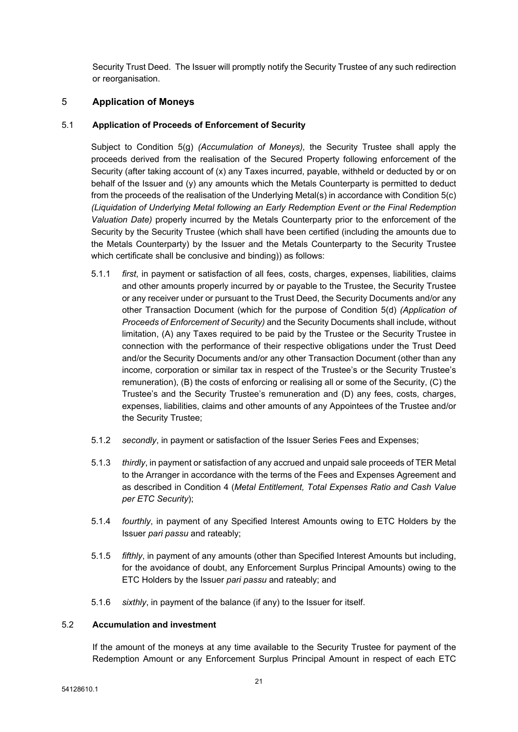Security Trust Deed. The Issuer will promptly notify the Security Trustee of any such redirection or reorganisation.

## 5 Application of Moneys

### 5.1 Application of Proceeds of Enforcement of Security

Subject to Condition 5(g) *(Accumulation of Moneys),* the Security Trustee shall apply the proceeds derived from the realisation of the Secured Property following enforcement of the Security (after taking account of (x) any Taxes incurred, payable, withheld or deducted by or on behalf of the Issuer and (y) any amounts which the Metals Counterparty is permitted to deduct from the proceeds of the realisation of the Underlying Metal(s) in accordance with Condition 5(c) *(Liquidation of Underlying Metal following an Early Redemption Event or the Final Redemption Valuation Date)* properly incurred by the Metals Counterparty prior to the enforcement of the Security by the Security Trustee (which shall have been certified (including the amounts due to the Metals Counterparty) by the Issuer and the Metals Counterparty to the Security Trustee which certificate shall be conclusive and binding)) as follows:

5.1.1 *first*, in payment or satisfaction of all fees, costs, charges, expenses, liabilities, claims and other amounts properly incurred by or payable to the Trustee, the Security Trustee or any receiver under or pursuant to the Trust Deed, the Security Documents and/or any other Transaction Document (which for the purpose of Condition 5(d) *(Application of Proceeds of Enforcement of Security)* and the Security Documents shall include, without limitation, (A) any Taxes required to be paid by the Trustee or the Security Trustee in connection with the performance of their respective obligations under the Trust Deed and/or the Security Documents and/or any other Transaction Document (other than any income, corporation or similar tax in respect of the Trustee's or the Security Trustee's remuneration), (B) the costs of enforcing or realising all or some of the Security, (C) the Trustee's and the Security Trustee's remuneration and (D) any fees, costs, charges, expenses, liabilities, claims and other amounts of any Appointees of the Trustee and/or the Security Trustee;

5.1.2 *secondly*, in payment or satisfaction of the Issuer Series Fees and Expenses;

5.1.3 *thirdly*, in payment or satisfaction of any accrued and unpaid sale proceeds of TER Metal to the Arranger in accordance with the terms of the Fees and Expenses Agreement and as described in Condition 4 (*Metal Entitlement, Total Expenses Ratio and Cash Value per ETC Security*);

5.1.4 *fourthly*, in payment of any Specified Interest Amounts owing to ETC Holders by the Issuer *pari passu* and rateably;

5.1.5 *fifthly*, in payment of any amounts (other than Specified Interest Amounts but including, for the avoidance of doubt, any Enforcement Surplus Principal Amounts) owing to the ETC Holders by the Issuer *pari passu* and rateably; and

5.1.6 *sixthly*, in payment of the balance (if any) to the Issuer for itself.

### 5.2 Accumulation and investment

If the amount of the moneys at any time available to the Security Trustee for payment of the Redemption Amount or any Enforcement Surplus Principal Amount in respect of each ETC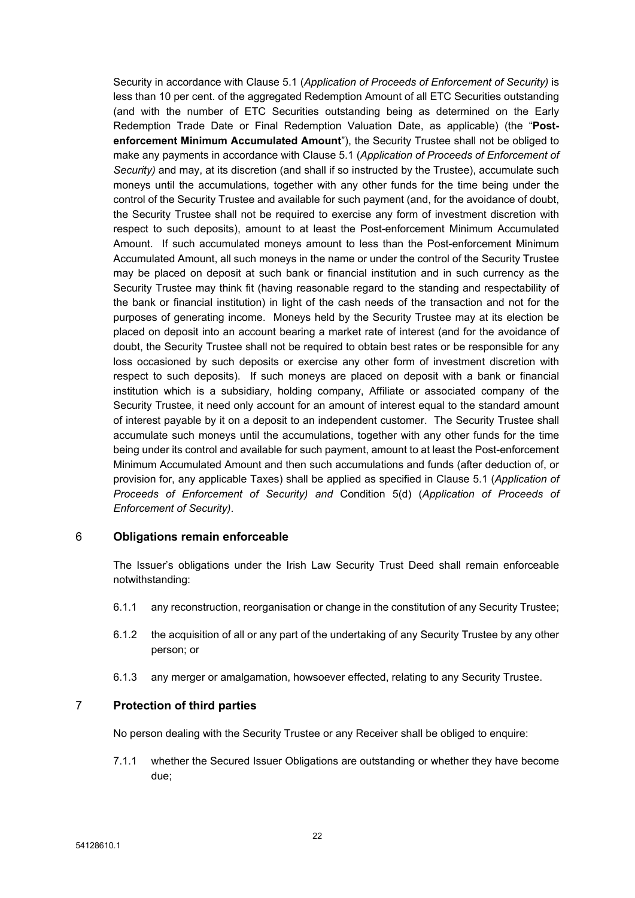Security in accordance with Clause 5.1 (*Application of Proceeds of Enforcement of Security)* is less than 10 per cent. of the aggregated Redemption Amount of all ETC Securities outstanding (and with the number of ETC Securities outstanding being as determined on the Early Redemption Trade Date or Final Redemption Valuation Date, as applicable) (the "**Post-enforcement Minimum Accumulated Amount**"), the Security Trustee shall not be obliged to make any payments in accordance with Clause 5.1 (*Application of Proceeds of Enforcement of Security)* and may, at its discretion (and shall if so instructed by the Trustee), accumulate such moneys until the accumulations, together with any other funds for the time being under the control of the Security Trustee and available for such payment (and, for the avoidance of doubt, the Security Trustee shall not be required to exercise any form of investment discretion with respect to such deposits), amount to at least the Post-enforcement Minimum Accumulated Amount. If such accumulated moneys amount to less than the Post-enforcement Minimum Accumulated Amount, all such moneys in the name or under the control of the Security Trustee may be placed on deposit at such bank or financial institution and in such currency as the Security Trustee may think fit (having reasonable regard to the standing and respectability of the bank or financial institution) in light of the cash needs of the transaction and not for the purposes of generating income. Moneys held by the Security Trustee may at its election be placed on deposit into an account bearing a market rate of interest (and for the avoidance of doubt, the Security Trustee shall not be required to obtain best rates or be responsible for any loss occasioned by such deposits or exercise any other form of investment discretion with respect to such deposits). If such moneys are placed on deposit with a bank or financial institution which is a subsidiary, holding company, Affiliate or associated company of the Security Trustee, it need only account for an amount of interest equal to the standard amount of interest payable by it on a deposit to an independent customer. The Security Trustee shall accumulate such moneys until the accumulations, together with any other funds for the time being under its control and available for such payment, amount to at least the Post-enforcement Minimum Accumulated Amount and then such accumulations and funds (after deduction of, or provision for, any applicable Taxes) shall be applied as specified in Clause 5.1 (*Application of Proceeds of Enforcement of Security) and* Condition 5(d) (*Application of Proceeds of Enforcement of Security)*.

## 6 Obligations remain enforceable

The Issuer's obligations under the Irish Law Security Trust Deed shall remain enforceable notwithstanding:

6.1.1 any reconstruction, reorganisation or change in the constitution of any Security Trustee;

6.1.2 the acquisition of all or any part of the undertaking of any Security Trustee by any other person; or

6.1.3 any merger or amalgamation, howsoever effected, relating to any Security Trustee.

## 7 Protection of third parties

No person dealing with the Security Trustee or any Receiver shall be obliged to enquire:

7.1.1 whether the Secured Issuer Obligations are outstanding or whether they have become due;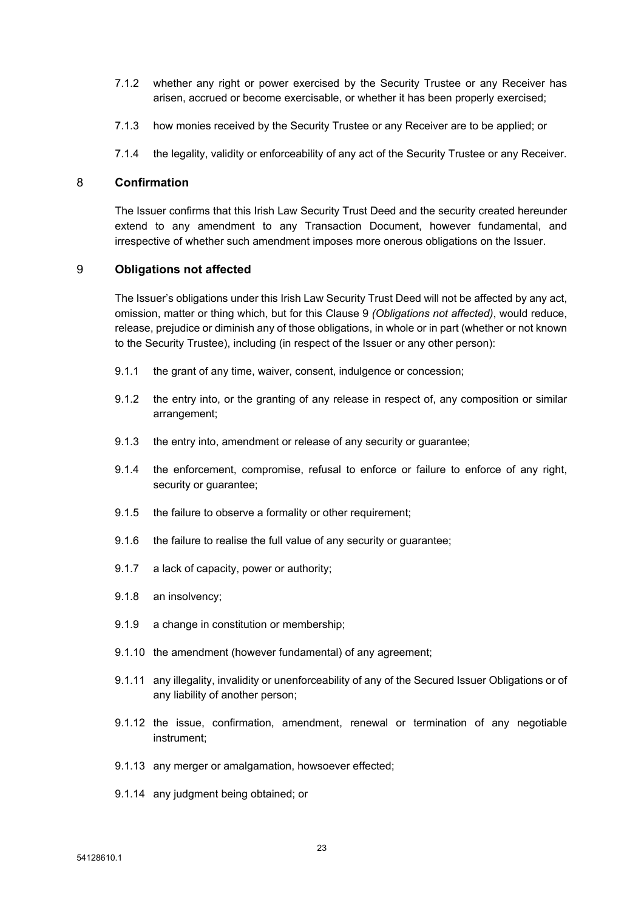7.1.2 whether any right or power exercised by the Security Trustee or any Receiver has arisen, accrued or become exercisable, or whether it has been properly exercised;

7.1.3 how monies received by the Security Trustee or any Receiver are to be applied; or

7.1.4 the legality, validity or enforceability of any act of the Security Trustee or any Receiver.

## 8 Confirmation

The Issuer confirms that this Irish Law Security Trust Deed and the security created hereunder extend to any amendment to any Transaction Document, however fundamental, and irrespective of whether such amendment imposes more onerous obligations on the Issuer.

## 9 Obligations not affected

The Issuer's obligations under this Irish Law Security Trust Deed will not be affected by any act, omission, matter or thing which, but for this Clause 9 *(Obligations not affected)*, would reduce, release, prejudice or diminish any of those obligations, in whole or in part (whether or not known to the Security Trustee), including (in respect of the Issuer or any other person):

9.1.1 the grant of any time, waiver, consent, indulgence or concession;

9.1.2 the entry into, or the granting of any release in respect of, any composition or similar arrangement;

9.1.3 the entry into, amendment or release of any security or guarantee;

9.1.4 the enforcement, compromise, refusal to enforce or failure to enforce of any right, security or guarantee;

9.1.5 the failure to observe a formality or other requirement;

9.1.6 the failure to realise the full value of any security or guarantee;

9.1.7 a lack of capacity, power or authority;

9.1.8 an insolvency;

9.1.9 a change in constitution or membership;

9.1.10 the amendment (however fundamental) of any agreement;

9.1.11 any illegality, invalidity or unenforceability of any of the Secured Issuer Obligations or of any liability of another person;

9.1.12 the issue, confirmation, amendment, renewal or termination of any negotiable instrument;

9.1.13 any merger or amalgamation, howsoever effected;

9.1.14 any judgment being obtained; or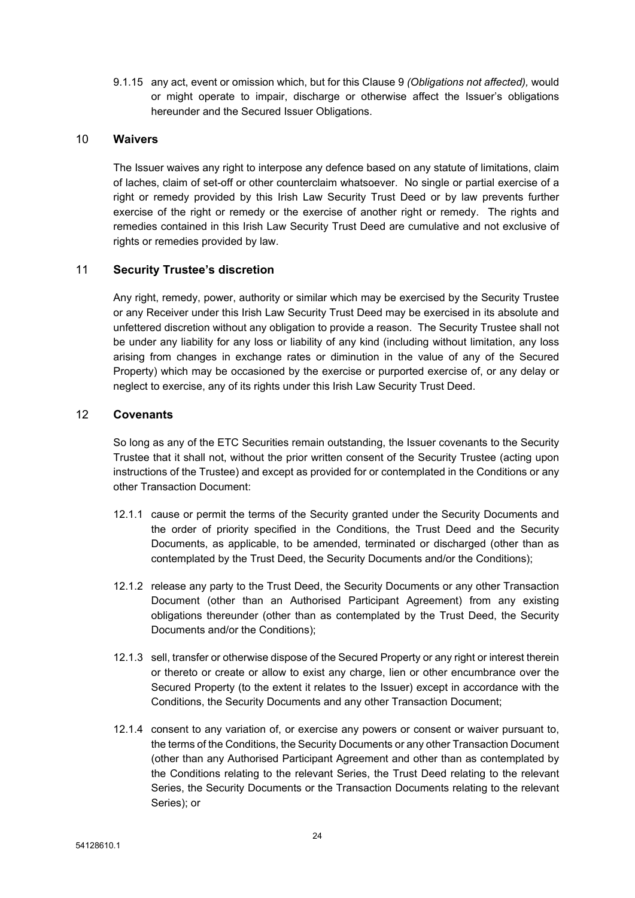9.1.15 any act, event or omission which, but for this Clause 9 *(Obligations not affected),* would or might operate to impair, discharge or otherwise affect the Issuer's obligations hereunder and the Secured Issuer Obligations.

## 10 Waivers

The Issuer waives any right to interpose any defence based on any statute of limitations, claim of laches, claim of set-off or other counterclaim whatsoever. No single or partial exercise of a right or remedy provided by this Irish Law Security Trust Deed or by law prevents further exercise of the right or remedy or the exercise of another right or remedy. The rights and remedies contained in this Irish Law Security Trust Deed are cumulative and not exclusive of rights or remedies provided by law.

## 11 Security Trustee's discretion

Any right, remedy, power, authority or similar which may be exercised by the Security Trustee or any Receiver under this Irish Law Security Trust Deed may be exercised in its absolute and unfettered discretion without any obligation to provide a reason. The Security Trustee shall not be under any liability for any loss or liability of any kind (including without limitation, any loss arising from changes in exchange rates or diminution in the value of any of the Secured Property) which may be occasioned by the exercise or purported exercise of, or any delay or neglect to exercise, any of its rights under this Irish Law Security Trust Deed.

## 12 Covenants

So long as any of the ETC Securities remain outstanding, the Issuer covenants to the Security Trustee that it shall not, without the prior written consent of the Security Trustee (acting upon instructions of the Trustee) and except as provided for or contemplated in the Conditions or any other Transaction Document:

12.1.1 cause or permit the terms of the Security granted under the Security Documents and the order of priority specified in the Conditions, the Trust Deed and the Security Documents, as applicable, to be amended, terminated or discharged (other than as contemplated by the Trust Deed, the Security Documents and/or the Conditions);

12.1.2 release any party to the Trust Deed, the Security Documents or any other Transaction Document (other than an Authorised Participant Agreement) from any existing obligations thereunder (other than as contemplated by the Trust Deed, the Security Documents and/or the Conditions);

12.1.3 sell, transfer or otherwise dispose of the Secured Property or any right or interest therein or thereto or create or allow to exist any charge, lien or other encumbrance over the Secured Property (to the extent it relates to the Issuer) except in accordance with the Conditions, the Security Documents and any other Transaction Document;

12.1.4 consent to any variation of, or exercise any powers or consent or waiver pursuant to, the terms of the Conditions, the Security Documents or any other Transaction Document (other than any Authorised Participant Agreement and other than as contemplated by the Conditions relating to the relevant Series, the Trust Deed relating to the relevant Series, the Security Documents or the Transaction Documents relating to the relevant Series); or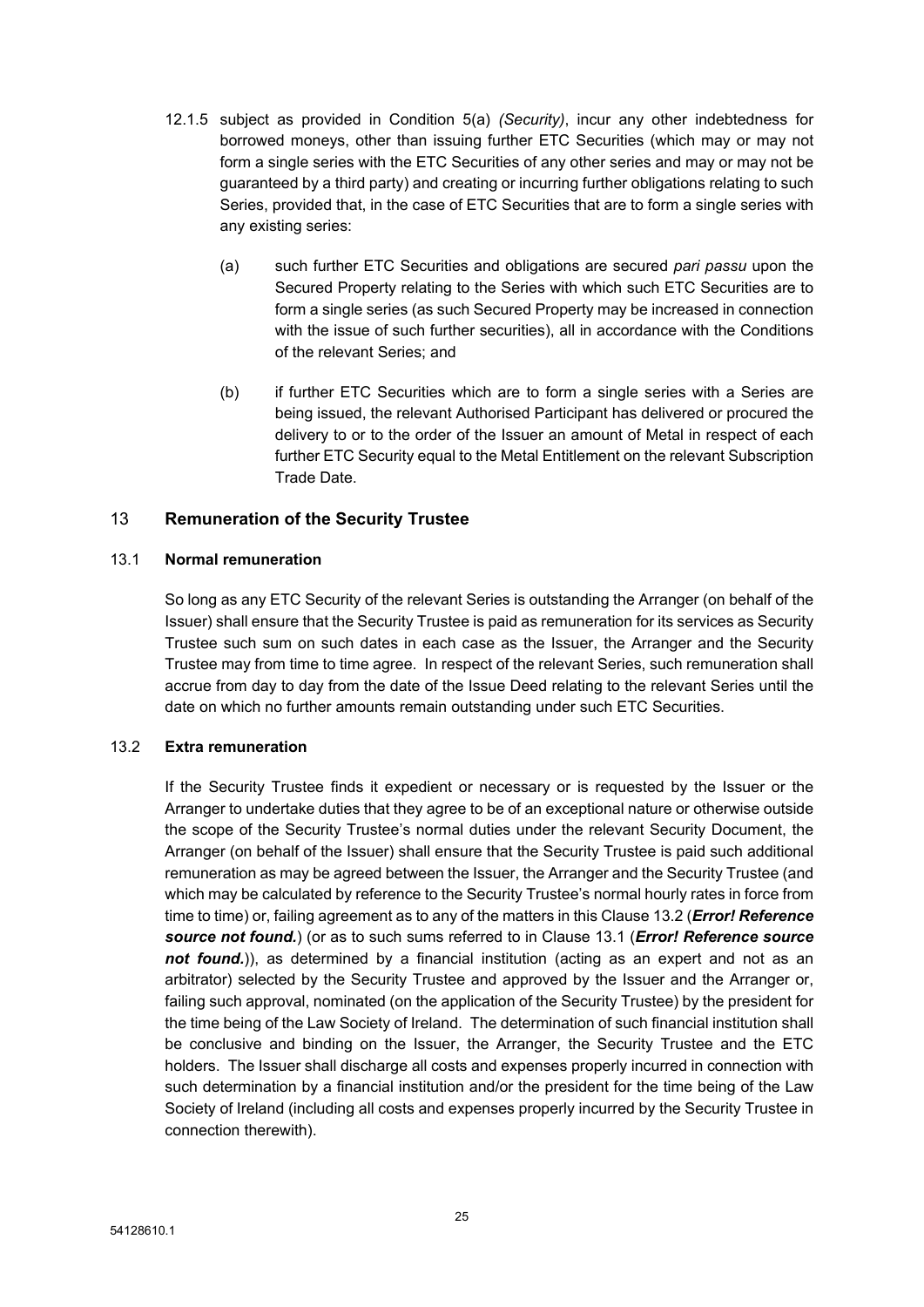12.1.5 subject as provided in Condition 5(a) *(Security)*, incur any other indebtedness for borrowed moneys, other than issuing further ETC Securities (which may or may not form a single series with the ETC Securities of any other series and may or may not be guaranteed by a third party) and creating or incurring further obligations relating to such Series, provided that, in the case of ETC Securities that are to form a single series with any existing series:

(a) such further ETC Securities and obligations are secured *pari passu* upon the Secured Property relating to the Series with which such ETC Securities are to form a single series (as such Secured Property may be increased in connection with the issue of such further securities), all in accordance with the Conditions of the relevant Series; and

(b) if further ETC Securities which are to form a single series with a Series are being issued, the relevant Authorised Participant has delivered or procured the delivery to or to the order of the Issuer an amount of Metal in respect of each further ETC Security equal to the Metal Entitlement on the relevant Subscription Trade Date.

## 13 Remuneration of the Security Trustee

### 13.1 Normal remuneration

So long as any ETC Security of the relevant Series is outstanding the Arranger (on behalf of the Issuer) shall ensure that the Security Trustee is paid as remuneration for its services as Security Trustee such sum on such dates in each case as the Issuer, the Arranger and the Security Trustee may from time to time agree. In respect of the relevant Series, such remuneration shall accrue from day to day from the date of the Issue Deed relating to the relevant Series until the date on which no further amounts remain outstanding under such ETC Securities.

### 13.2 Extra remuneration

If the Security Trustee finds it expedient or necessary or is requested by the Issuer or the Arranger to undertake duties that they agree to be of an exceptional nature or otherwise outside the scope of the Security Trustee's normal duties under the relevant Security Document, the Arranger (on behalf of the Issuer) shall ensure that the Security Trustee is paid such additional remuneration as may be agreed between the Issuer, the Arranger and the Security Trustee (and which may be calculated by reference to the Security Trustee's normal hourly rates in force from time to time) or, failing agreement as to any of the matters in this Clause 13.2 (***Error! Reference source not found.***) (or as to such sums referred to in Clause 13.1 (***Error! Reference source not found.***)), as determined by a financial institution (acting as an expert and not as an arbitrator) selected by the Security Trustee and approved by the Issuer and the Arranger or, failing such approval, nominated (on the application of the Security Trustee) by the president for the time being of the Law Society of Ireland. The determination of such financial institution shall be conclusive and binding on the Issuer, the Arranger, the Security Trustee and the ETC holders. The Issuer shall discharge all costs and expenses properly incurred in connection with such determination by a financial institution and/or the president for the time being of the Law Society of Ireland (including all costs and expenses properly incurred by the Security Trustee in connection therewith).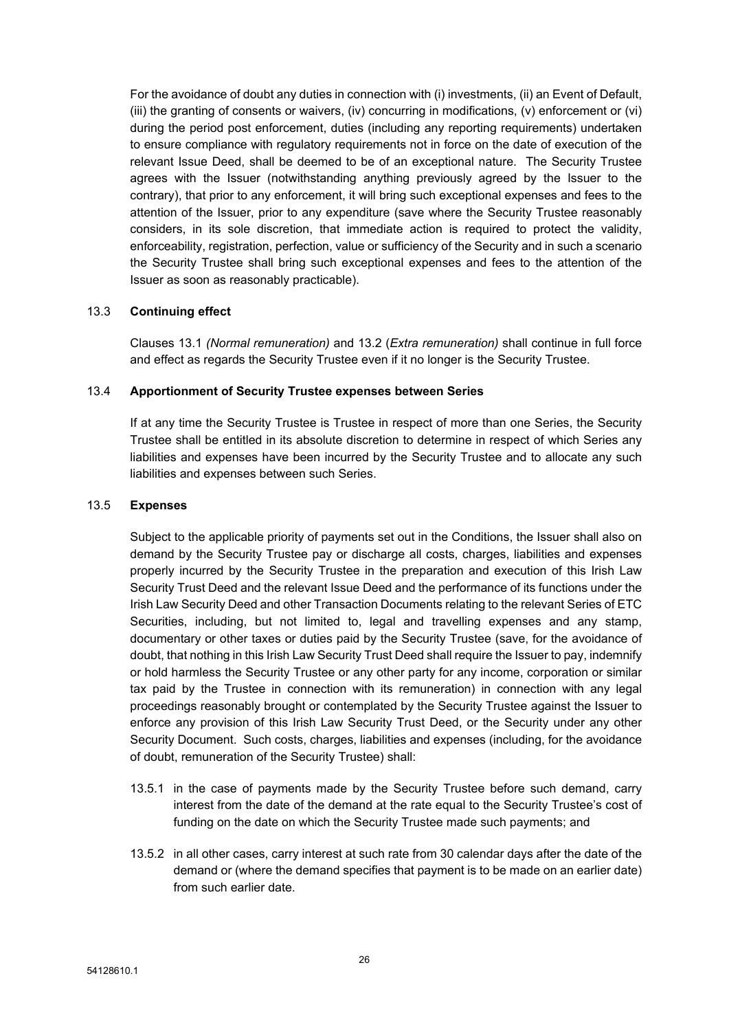For the avoidance of doubt any duties in connection with (i) investments, (ii) an Event of Default, (iii) the granting of consents or waivers, (iv) concurring in modifications, (v) enforcement or (vi) during the period post enforcement, duties (including any reporting requirements) undertaken to ensure compliance with regulatory requirements not in force on the date of execution of the relevant Issue Deed, shall be deemed to be of an exceptional nature. The Security Trustee agrees with the Issuer (notwithstanding anything previously agreed by the Issuer to the contrary), that prior to any enforcement, it will bring such exceptional expenses and fees to the attention of the Issuer, prior to any expenditure (save where the Security Trustee reasonably considers, in its sole discretion, that immediate action is required to protect the validity, enforceability, registration, perfection, value or sufficiency of the Security and in such a scenario the Security Trustee shall bring such exceptional expenses and fees to the attention of the Issuer as soon as reasonably practicable).

13.3 **Continuing effect**

Clauses 13.1 *(Normal remuneration)* and 13.2 (*Extra remuneration)* shall continue in full force and effect as regards the Security Trustee even if it no longer is the Security Trustee.

13.4 **Apportionment of Security Trustee expenses between Series**

If at any time the Security Trustee is Trustee in respect of more than one Series, the Security Trustee shall be entitled in its absolute discretion to determine in respect of which Series any liabilities and expenses have been incurred by the Security Trustee and to allocate any such liabilities and expenses between such Series.

13.5 **Expenses**

Subject to the applicable priority of payments set out in the Conditions, the Issuer shall also on demand by the Security Trustee pay or discharge all costs, charges, liabilities and expenses properly incurred by the Security Trustee in the preparation and execution of this Irish Law Security Trust Deed and the relevant Issue Deed and the performance of its functions under the Irish Law Security Deed and other Transaction Documents relating to the relevant Series of ETC Securities, including, but not limited to, legal and travelling expenses and any stamp, documentary or other taxes or duties paid by the Security Trustee (save, for the avoidance of doubt, that nothing in this Irish Law Security Trust Deed shall require the Issuer to pay, indemnify or hold harmless the Security Trustee or any other party for any income, corporation or similar tax paid by the Trustee in connection with its remuneration) in connection with any legal proceedings reasonably brought or contemplated by the Security Trustee against the Issuer to enforce any provision of this Irish Law Security Trust Deed, or the Security under any other Security Document. Such costs, charges, liabilities and expenses (including, for the avoidance of doubt, remuneration of the Security Trustee) shall:

13.5.1 in the case of payments made by the Security Trustee before such demand, carry interest from the date of the demand at the rate equal to the Security Trustee's cost of funding on the date on which the Security Trustee made such payments; and

13.5.2 in all other cases, carry interest at such rate from 30 calendar days after the date of the demand or (where the demand specifies that payment is to be made on an earlier date) from such earlier date.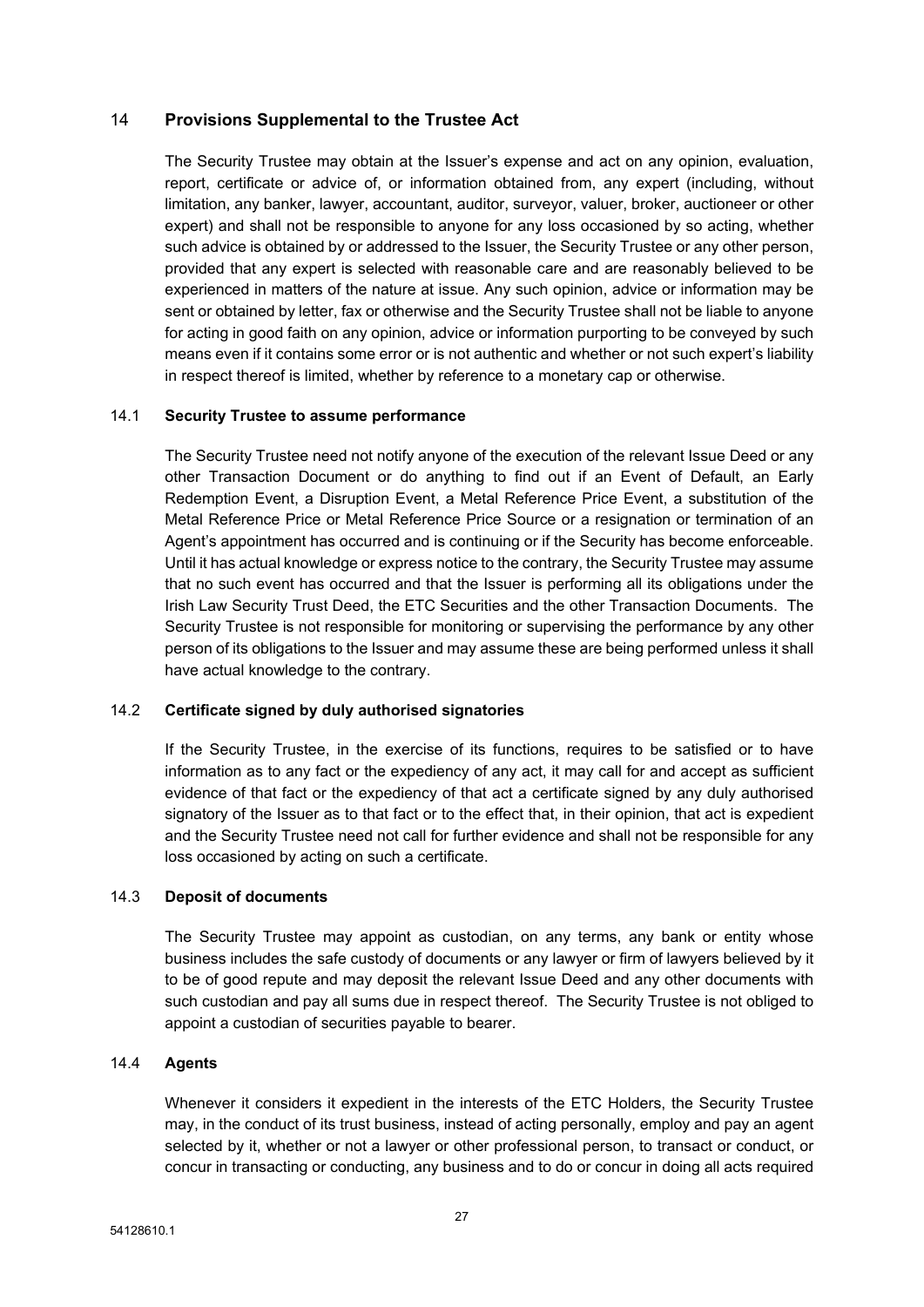## 14 Provisions Supplemental to the Trustee Act

The Security Trustee may obtain at the Issuer's expense and act on any opinion, evaluation, report, certificate or advice of, or information obtained from, any expert (including, without limitation, any banker, lawyer, accountant, auditor, surveyor, valuer, broker, auctioneer or other expert) and shall not be responsible to anyone for any loss occasioned by so acting, whether such advice is obtained by or addressed to the Issuer, the Security Trustee or any other person, provided that any expert is selected with reasonable care and are reasonably believed to be experienced in matters of the nature at issue. Any such opinion, advice or information may be sent or obtained by letter, fax or otherwise and the Security Trustee shall not be liable to anyone for acting in good faith on any opinion, advice or information purporting to be conveyed by such means even if it contains some error or is not authentic and whether or not such expert's liability in respect thereof is limited, whether by reference to a monetary cap or otherwise.

### 14.1 Security Trustee to assume performance

The Security Trustee need not notify anyone of the execution of the relevant Issue Deed or any other Transaction Document or do anything to find out if an Event of Default, an Early Redemption Event, a Disruption Event, a Metal Reference Price Event, a substitution of the Metal Reference Price or Metal Reference Price Source or a resignation or termination of an Agent's appointment has occurred and is continuing or if the Security has become enforceable. Until it has actual knowledge or express notice to the contrary, the Security Trustee may assume that no such event has occurred and that the Issuer is performing all its obligations under the Irish Law Security Trust Deed, the ETC Securities and the other Transaction Documents. The Security Trustee is not responsible for monitoring or supervising the performance by any other person of its obligations to the Issuer and may assume these are being performed unless it shall have actual knowledge to the contrary.

### 14.2 Certificate signed by duly authorised signatories

If the Security Trustee, in the exercise of its functions, requires to be satisfied or to have information as to any fact or the expediency of any act, it may call for and accept as sufficient evidence of that fact or the expediency of that act a certificate signed by any duly authorised signatory of the Issuer as to that fact or to the effect that, in their opinion, that act is expedient and the Security Trustee need not call for further evidence and shall not be responsible for any loss occasioned by acting on such a certificate.

### 14.3 Deposit of documents

The Security Trustee may appoint as custodian, on any terms, any bank or entity whose business includes the safe custody of documents or any lawyer or firm of lawyers believed by it to be of good repute and may deposit the relevant Issue Deed and any other documents with such custodian and pay all sums due in respect thereof. The Security Trustee is not obliged to appoint a custodian of securities payable to bearer.

### 14.4 Agents

Whenever it considers it expedient in the interests of the ETC Holders, the Security Trustee may, in the conduct of its trust business, instead of acting personally, employ and pay an agent selected by it, whether or not a lawyer or other professional person, to transact or conduct, or concur in transacting or conducting, any business and to do or concur in doing all acts required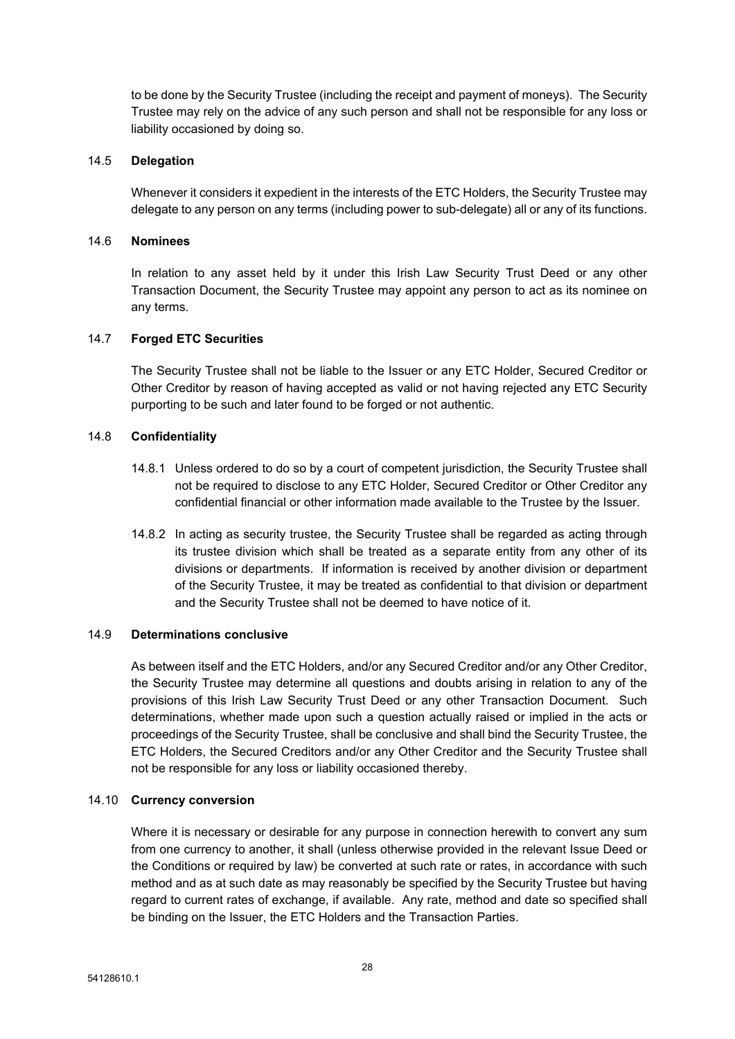to be done by the Security Trustee (including the receipt and payment of moneys). The Security Trustee may rely on the advice of any such person and shall not be responsible for any loss or liability occasioned by doing so.

14.5 **Delegation**

Whenever it considers it expedient in the interests of the ETC Holders, the Security Trustee may delegate to any person on any terms (including power to sub-delegate) all or any of its functions.

14.6 **Nominees**

In relation to any asset held by it under this Irish Law Security Trust Deed or any other Transaction Document, the Security Trustee may appoint any person to act as its nominee on any terms.

14.7 **Forged ETC Securities**

The Security Trustee shall not be liable to the Issuer or any ETC Holder, Secured Creditor or Other Creditor by reason of having accepted as valid or not having rejected any ETC Security purporting to be such and later found to be forged or not authentic.

14.8 **Confidentiality**

14.8.1 Unless ordered to do so by a court of competent jurisdiction, the Security Trustee shall not be required to disclose to any ETC Holder, Secured Creditor or Other Creditor any confidential financial or other information made available to the Trustee by the Issuer.

14.8.2 In acting as security trustee, the Security Trustee shall be regarded as acting through its trustee division which shall be treated as a separate entity from any other of its divisions or departments. If information is received by another division or department of the Security Trustee, it may be treated as confidential to that division or department and the Security Trustee shall not be deemed to have notice of it.

14.9 **Determinations conclusive**

As between itself and the ETC Holders, and/or any Secured Creditor and/or any Other Creditor, the Security Trustee may determine all questions and doubts arising in relation to any of the provisions of this Irish Law Security Trust Deed or any other Transaction Document. Such determinations, whether made upon such a question actually raised or implied in the acts or proceedings of the Security Trustee, shall be conclusive and shall bind the Security Trustee, the ETC Holders, the Secured Creditors and/or any Other Creditor and the Security Trustee shall not be responsible for any loss or liability occasioned thereby.

14.10 **Currency conversion**

Where it is necessary or desirable for any purpose in connection herewith to convert any sum from one currency to another, it shall (unless otherwise provided in the relevant Issue Deed or the Conditions or required by law) be converted at such rate or rates, in accordance with such method and as at such date as may reasonably be specified by the Security Trustee but having regard to current rates of exchange, if available. Any rate, method and date so specified shall be binding on the Issuer, the ETC Holders and the Transaction Parties.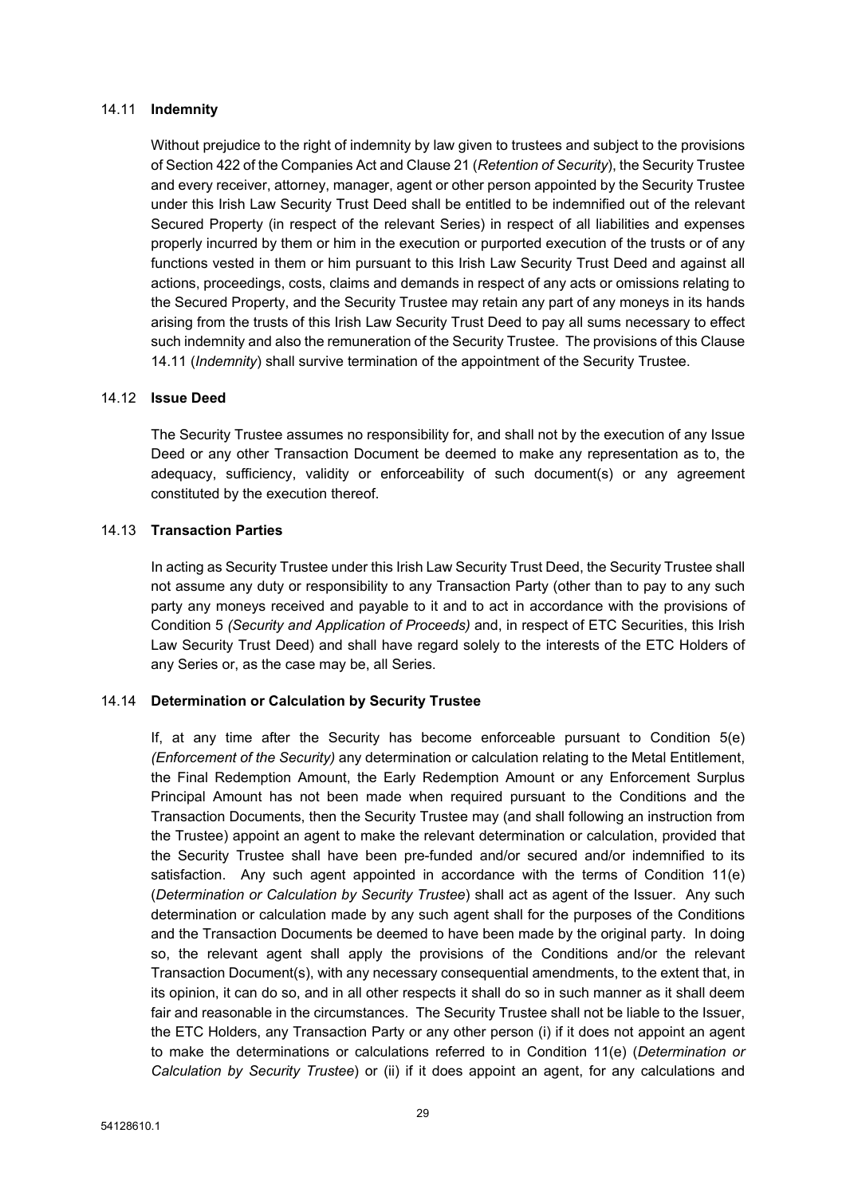### 14.11 **Indemnity**

Without prejudice to the right of indemnity by law given to trustees and subject to the provisions of Section 422 of the Companies Act and Clause 21 (*Retention of Security*), the Security Trustee and every receiver, attorney, manager, agent or other person appointed by the Security Trustee under this Irish Law Security Trust Deed shall be entitled to be indemnified out of the relevant Secured Property (in respect of the relevant Series) in respect of all liabilities and expenses properly incurred by them or him in the execution or purported execution of the trusts or of any functions vested in them or him pursuant to this Irish Law Security Trust Deed and against all actions, proceedings, costs, claims and demands in respect of any acts or omissions relating to the Secured Property, and the Security Trustee may retain any part of any moneys in its hands arising from the trusts of this Irish Law Security Trust Deed to pay all sums necessary to effect such indemnity and also the remuneration of the Security Trustee. The provisions of this Clause 14.11 (*Indemnity*) shall survive termination of the appointment of the Security Trustee.

### 14.12 **Issue Deed**

The Security Trustee assumes no responsibility for, and shall not by the execution of any Issue Deed or any other Transaction Document be deemed to make any representation as to, the adequacy, sufficiency, validity or enforceability of such document(s) or any agreement constituted by the execution thereof.

### 14.13 **Transaction Parties**

In acting as Security Trustee under this Irish Law Security Trust Deed, the Security Trustee shall not assume any duty or responsibility to any Transaction Party (other than to pay to any such party any moneys received and payable to it and to act in accordance with the provisions of Condition 5 *(Security and Application of Proceeds)* and, in respect of ETC Securities, this Irish Law Security Trust Deed) and shall have regard solely to the interests of the ETC Holders of any Series or, as the case may be, all Series.

### 14.14 **Determination or Calculation by Security Trustee**

If, at any time after the Security has become enforceable pursuant to Condition 5(e) *(Enforcement of the Security)* any determination or calculation relating to the Metal Entitlement, the Final Redemption Amount, the Early Redemption Amount or any Enforcement Surplus Principal Amount has not been made when required pursuant to the Conditions and the Transaction Documents, then the Security Trustee may (and shall following an instruction from the Trustee) appoint an agent to make the relevant determination or calculation, provided that the Security Trustee shall have been pre-funded and/or secured and/or indemnified to its satisfaction. Any such agent appointed in accordance with the terms of Condition 11(e) (*Determination or Calculation by Security Trustee*) shall act as agent of the Issuer. Any such determination or calculation made by any such agent shall for the purposes of the Conditions and the Transaction Documents be deemed to have been made by the original party. In doing so, the relevant agent shall apply the provisions of the Conditions and/or the relevant Transaction Document(s), with any necessary consequential amendments, to the extent that, in its opinion, it can do so, and in all other respects it shall do so in such manner as it shall deem fair and reasonable in the circumstances. The Security Trustee shall not be liable to the Issuer, the ETC Holders, any Transaction Party or any other person (i) if it does not appoint an agent to make the determinations or calculations referred to in Condition 11(e) (*Determination or Calculation by Security Trustee*) or (ii) if it does appoint an agent, for any calculations and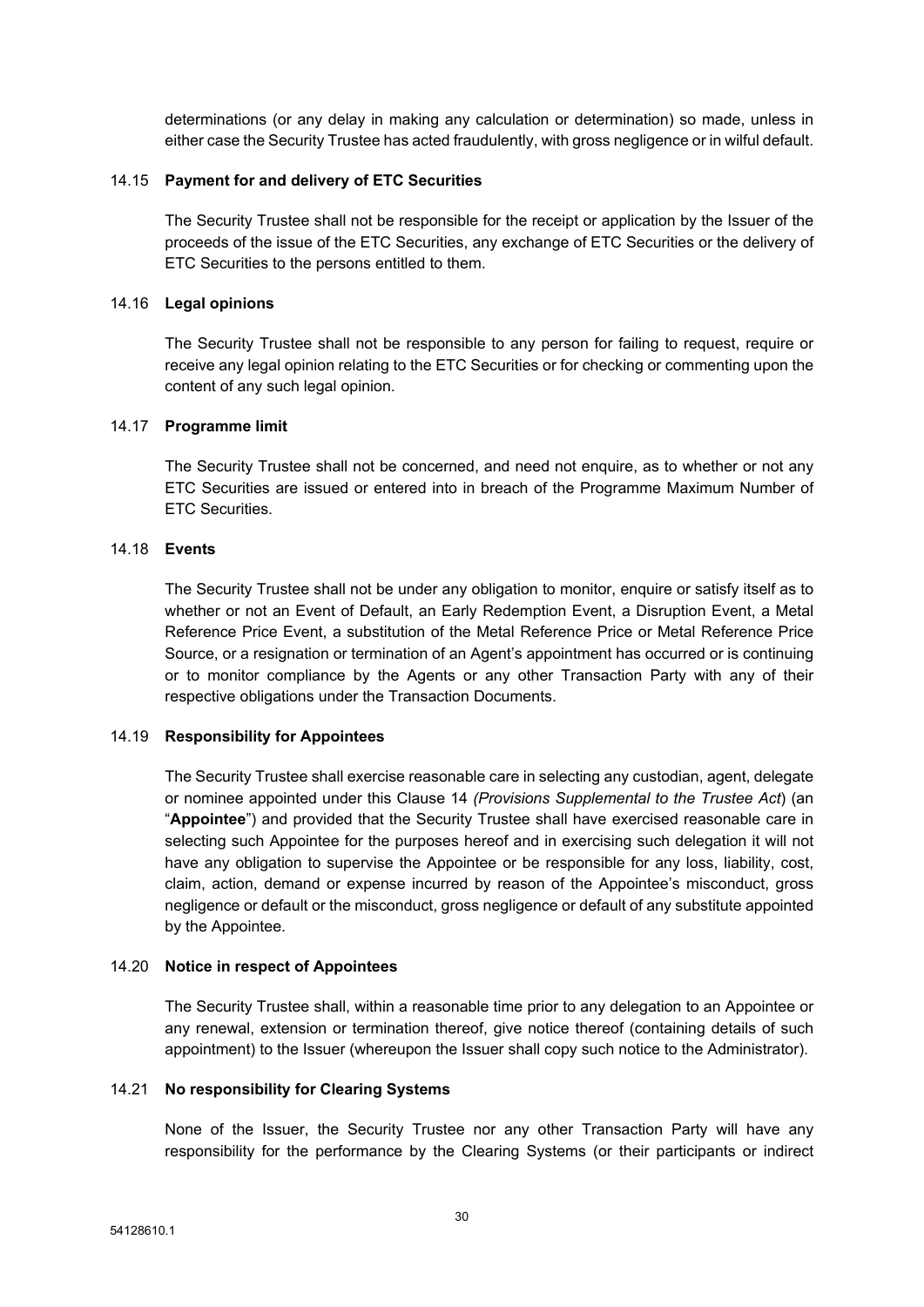determinations (or any delay in making any calculation or determination) so made, unless in either case the Security Trustee has acted fraudulently, with gross negligence or in wilful default.

### 14.15 **Payment for and delivery of ETC Securities**

The Security Trustee shall not be responsible for the receipt or application by the Issuer of the proceeds of the issue of the ETC Securities, any exchange of ETC Securities or the delivery of ETC Securities to the persons entitled to them.

### 14.16 **Legal opinions**

The Security Trustee shall not be responsible to any person for failing to request, require or receive any legal opinion relating to the ETC Securities or for checking or commenting upon the content of any such legal opinion.

### 14.17 **Programme limit**

The Security Trustee shall not be concerned, and need not enquire, as to whether or not any ETC Securities are issued or entered into in breach of the Programme Maximum Number of ETC Securities.

### 14.18 **Events**

The Security Trustee shall not be under any obligation to monitor, enquire or satisfy itself as to whether or not an Event of Default, an Early Redemption Event, a Disruption Event, a Metal Reference Price Event, a substitution of the Metal Reference Price or Metal Reference Price Source, or a resignation or termination of an Agent's appointment has occurred or is continuing or to monitor compliance by the Agents or any other Transaction Party with any of their respective obligations under the Transaction Documents.

### 14.19 **Responsibility for Appointees**

The Security Trustee shall exercise reasonable care in selecting any custodian, agent, delegate or nominee appointed under this Clause 14 *(Provisions Supplemental to the Trustee Act*) (an "**Appointee**") and provided that the Security Trustee shall have exercised reasonable care in selecting such Appointee for the purposes hereof and in exercising such delegation it will not have any obligation to supervise the Appointee or be responsible for any loss, liability, cost, claim, action, demand or expense incurred by reason of the Appointee's misconduct, gross negligence or default or the misconduct, gross negligence or default of any substitute appointed by the Appointee.

### 14.20 **Notice in respect of Appointees**

The Security Trustee shall, within a reasonable time prior to any delegation to an Appointee or any renewal, extension or termination thereof, give notice thereof (containing details of such appointment) to the Issuer (whereupon the Issuer shall copy such notice to the Administrator).

### 14.21 **No responsibility for Clearing Systems**

None of the Issuer, the Security Trustee nor any other Transaction Party will have any responsibility for the performance by the Clearing Systems (or their participants or indirect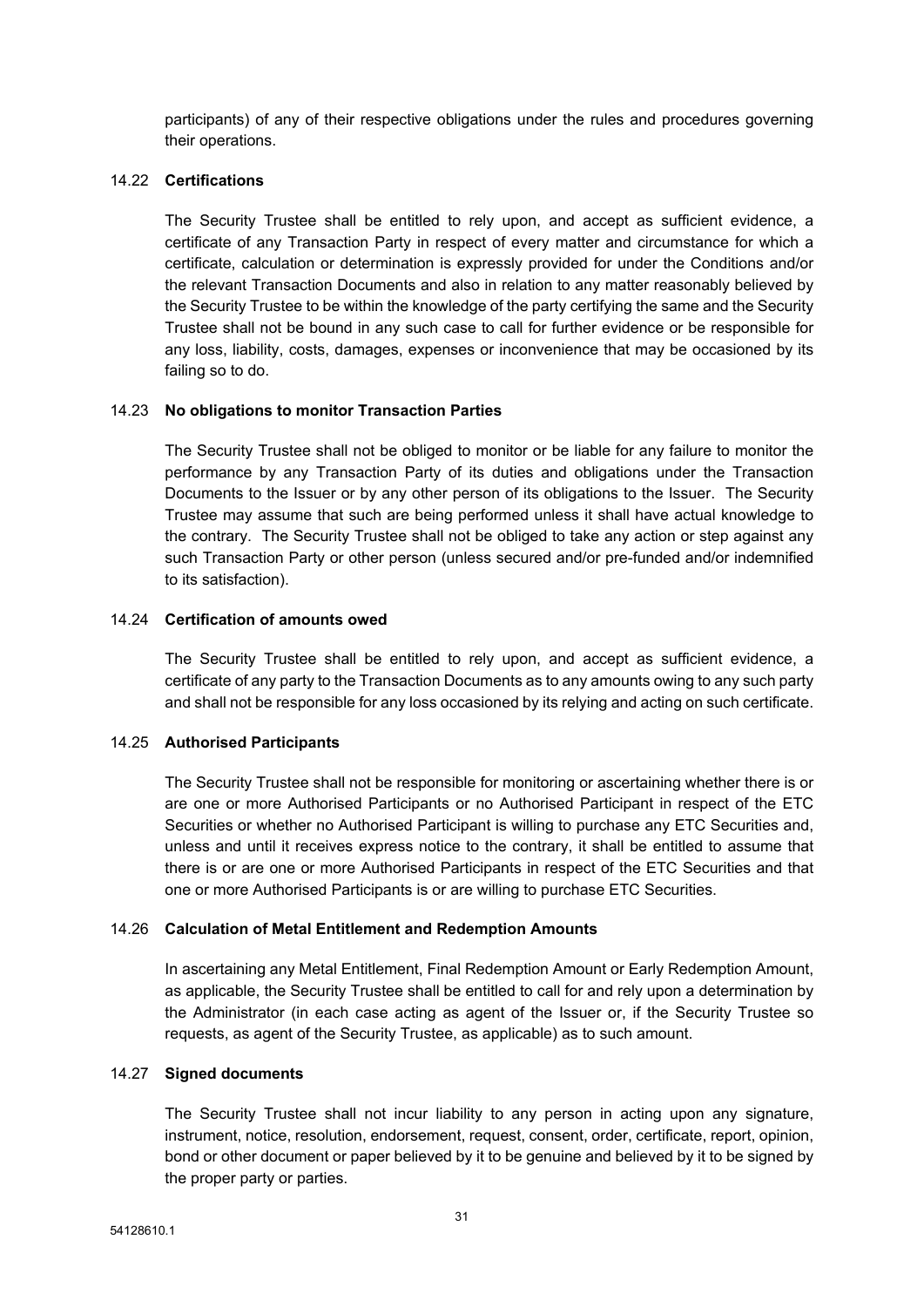participants) of any of their respective obligations under the rules and procedures governing their operations.

### 14.22 **Certifications**

The Security Trustee shall be entitled to rely upon, and accept as sufficient evidence, a certificate of any Transaction Party in respect of every matter and circumstance for which a certificate, calculation or determination is expressly provided for under the Conditions and/or the relevant Transaction Documents and also in relation to any matter reasonably believed by the Security Trustee to be within the knowledge of the party certifying the same and the Security Trustee shall not be bound in any such case to call for further evidence or be responsible for any loss, liability, costs, damages, expenses or inconvenience that may be occasioned by its failing so to do.

### 14.23 **No obligations to monitor Transaction Parties**

The Security Trustee shall not be obliged to monitor or be liable for any failure to monitor the performance by any Transaction Party of its duties and obligations under the Transaction Documents to the Issuer or by any other person of its obligations to the Issuer. The Security Trustee may assume that such are being performed unless it shall have actual knowledge to the contrary. The Security Trustee shall not be obliged to take any action or step against any such Transaction Party or other person (unless secured and/or pre-funded and/or indemnified to its satisfaction).

### 14.24 **Certification of amounts owed**

The Security Trustee shall be entitled to rely upon, and accept as sufficient evidence, a certificate of any party to the Transaction Documents as to any amounts owing to any such party and shall not be responsible for any loss occasioned by its relying and acting on such certificate.

### 14.25 **Authorised Participants**

The Security Trustee shall not be responsible for monitoring or ascertaining whether there is or are one or more Authorised Participants or no Authorised Participant in respect of the ETC Securities or whether no Authorised Participant is willing to purchase any ETC Securities and, unless and until it receives express notice to the contrary, it shall be entitled to assume that there is or are one or more Authorised Participants in respect of the ETC Securities and that one or more Authorised Participants is or are willing to purchase ETC Securities.

### 14.26 **Calculation of Metal Entitlement and Redemption Amounts**

In ascertaining any Metal Entitlement, Final Redemption Amount or Early Redemption Amount, as applicable, the Security Trustee shall be entitled to call for and rely upon a determination by the Administrator (in each case acting as agent of the Issuer or, if the Security Trustee so requests, as agent of the Security Trustee, as applicable) as to such amount.

### 14.27 **Signed documents**

The Security Trustee shall not incur liability to any person in acting upon any signature, instrument, notice, resolution, endorsement, request, consent, order, certificate, report, opinion, bond or other document or paper believed by it to be genuine and believed by it to be signed by the proper party or parties.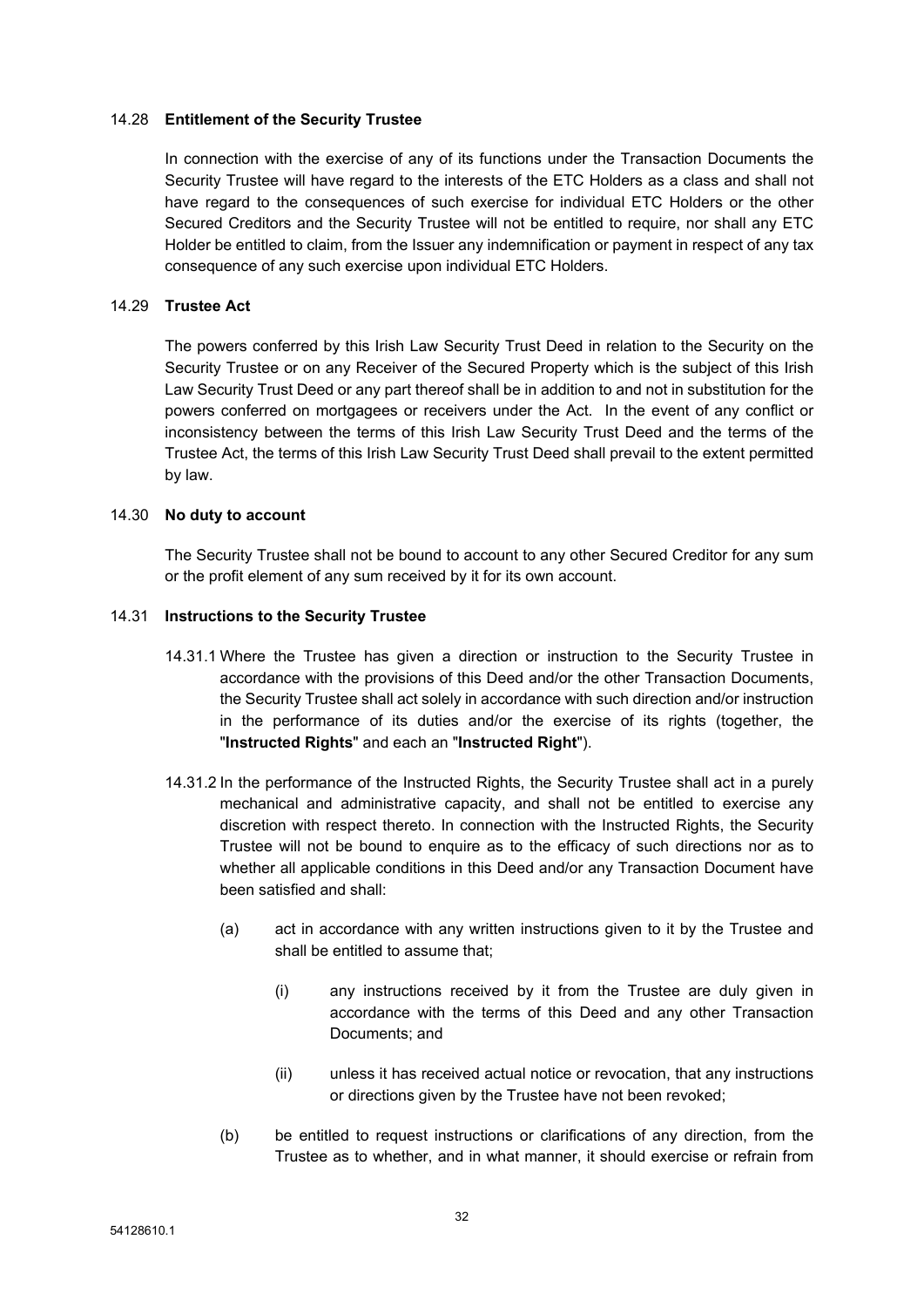### 14.28 Entitlement of the Security Trustee

In connection with the exercise of any of its functions under the Transaction Documents the Security Trustee will have regard to the interests of the ETC Holders as a class and shall not have regard to the consequences of such exercise for individual ETC Holders or the other Secured Creditors and the Security Trustee will not be entitled to require, nor shall any ETC Holder be entitled to claim, from the Issuer any indemnification or payment in respect of any tax consequence of any such exercise upon individual ETC Holders.

### 14.29 Trustee Act

The powers conferred by this Irish Law Security Trust Deed in relation to the Security on the Security Trustee or on any Receiver of the Secured Property which is the subject of this Irish Law Security Trust Deed or any part thereof shall be in addition to and not in substitution for the powers conferred on mortgagees or receivers under the Act. In the event of any conflict or inconsistency between the terms of this Irish Law Security Trust Deed and the terms of the Trustee Act, the terms of this Irish Law Security Trust Deed shall prevail to the extent permitted by law.

### 14.30 No duty to account

The Security Trustee shall not be bound to account to any other Secured Creditor for any sum or the profit element of any sum received by it for its own account.

### 14.31 Instructions to the Security Trustee

14.31.1 Where the Trustee has given a direction or instruction to the Security Trustee in accordance with the provisions of this Deed and/or the other Transaction Documents, the Security Trustee shall act solely in accordance with such direction and/or instruction in the performance of its duties and/or the exercise of its rights (together, the "**Instructed Rights**" and each an "**Instructed Right**").

14.31.2 In the performance of the Instructed Rights, the Security Trustee shall act in a purely mechanical and administrative capacity, and shall not be entitled to exercise any discretion with respect thereto. In connection with the Instructed Rights, the Security Trustee will not be bound to enquire as to the efficacy of such directions nor as to whether all applicable conditions in this Deed and/or any Transaction Document have been satisfied and shall:

(a) act in accordance with any written instructions given to it by the Trustee and shall be entitled to assume that;

   (i) any instructions received by it from the Trustee are duly given in accordance with the terms of this Deed and any other Transaction Documents; and

   (ii) unless it has received actual notice or revocation, that any instructions or directions given by the Trustee have not been revoked;

(b) be entitled to request instructions or clarifications of any direction, from the Trustee as to whether, and in what manner, it should exercise or refrain from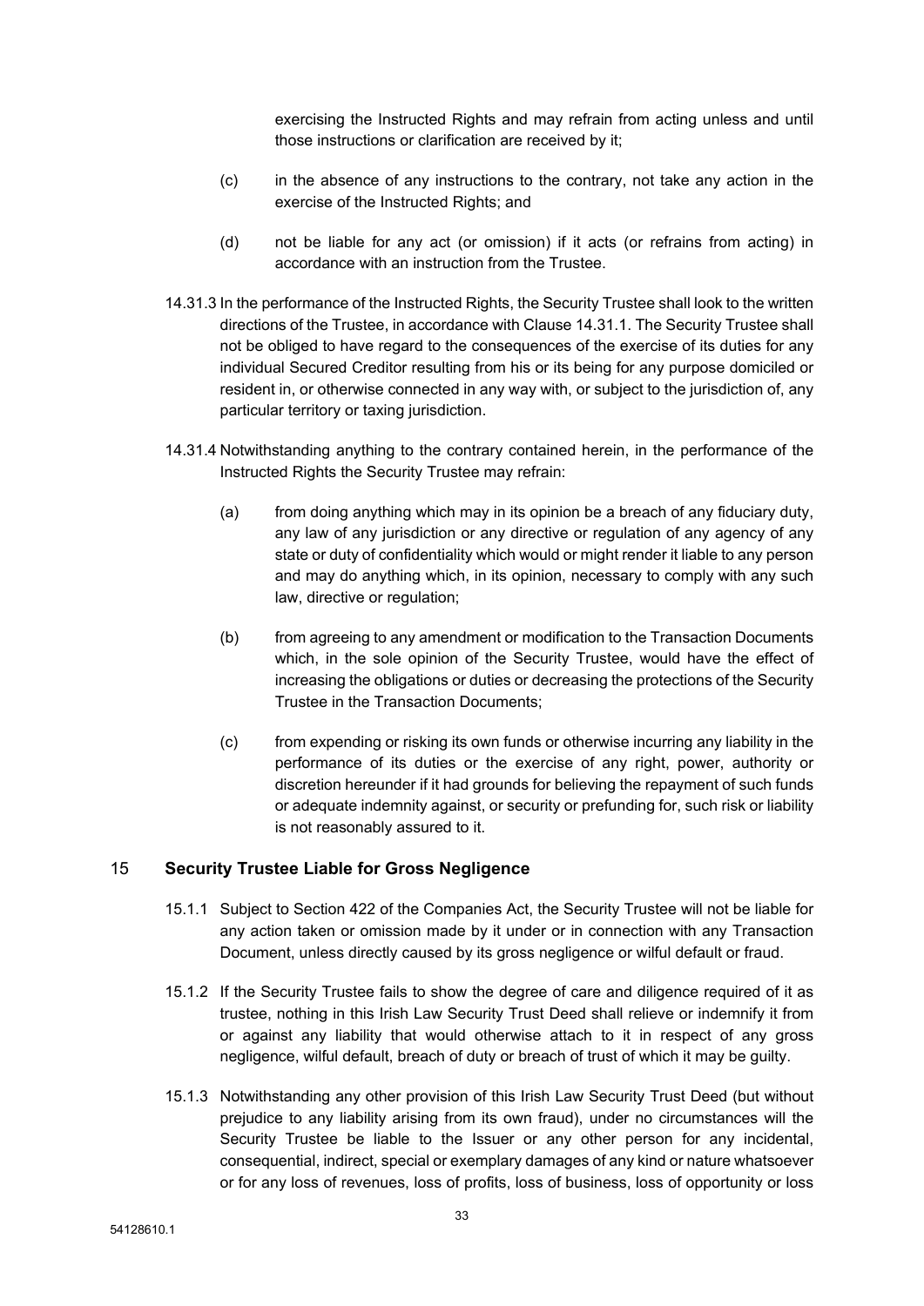exercising the Instructed Rights and may refrain from acting unless and until those instructions or clarification are received by it;

(c) in the absence of any instructions to the contrary, not take any action in the exercise of the Instructed Rights; and

(d) not be liable for any act (or omission) if it acts (or refrains from acting) in accordance with an instruction from the Trustee.

14.31.3 In the performance of the Instructed Rights, the Security Trustee shall look to the written directions of the Trustee, in accordance with Clause 14.31.1. The Security Trustee shall not be obliged to have regard to the consequences of the exercise of its duties for any individual Secured Creditor resulting from his or its being for any purpose domiciled or resident in, or otherwise connected in any way with, or subject to the jurisdiction of, any particular territory or taxing jurisdiction.

14.31.4 Notwithstanding anything to the contrary contained herein, in the performance of the Instructed Rights the Security Trustee may refrain:

(a) from doing anything which may in its opinion be a breach of any fiduciary duty, any law of any jurisdiction or any directive or regulation of any agency of any state or duty of confidentiality which would or might render it liable to any person and may do anything which, in its opinion, necessary to comply with any such law, directive or regulation;

(b) from agreeing to any amendment or modification to the Transaction Documents which, in the sole opinion of the Security Trustee, would have the effect of increasing the obligations or duties or decreasing the protections of the Security Trustee in the Transaction Documents;

(c) from expending or risking its own funds or otherwise incurring any liability in the performance of its duties or the exercise of any right, power, authority or discretion hereunder if it had grounds for believing the repayment of such funds or adequate indemnity against, or security or prefunding for, such risk or liability is not reasonably assured to it.

## 15 Security Trustee Liable for Gross Negligence

15.1.1 Subject to Section 422 of the Companies Act, the Security Trustee will not be liable for any action taken or omission made by it under or in connection with any Transaction Document, unless directly caused by its gross negligence or wilful default or fraud.

15.1.2 If the Security Trustee fails to show the degree of care and diligence required of it as trustee, nothing in this Irish Law Security Trust Deed shall relieve or indemnify it from or against any liability that would otherwise attach to it in respect of any gross negligence, wilful default, breach of duty or breach of trust of which it may be guilty.

15.1.3 Notwithstanding any other provision of this Irish Law Security Trust Deed (but without prejudice to any liability arising from its own fraud), under no circumstances will the Security Trustee be liable to the Issuer or any other person for any incidental, consequential, indirect, special or exemplary damages of any kind or nature whatsoever or for any loss of revenues, loss of profits, loss of business, loss of opportunity or loss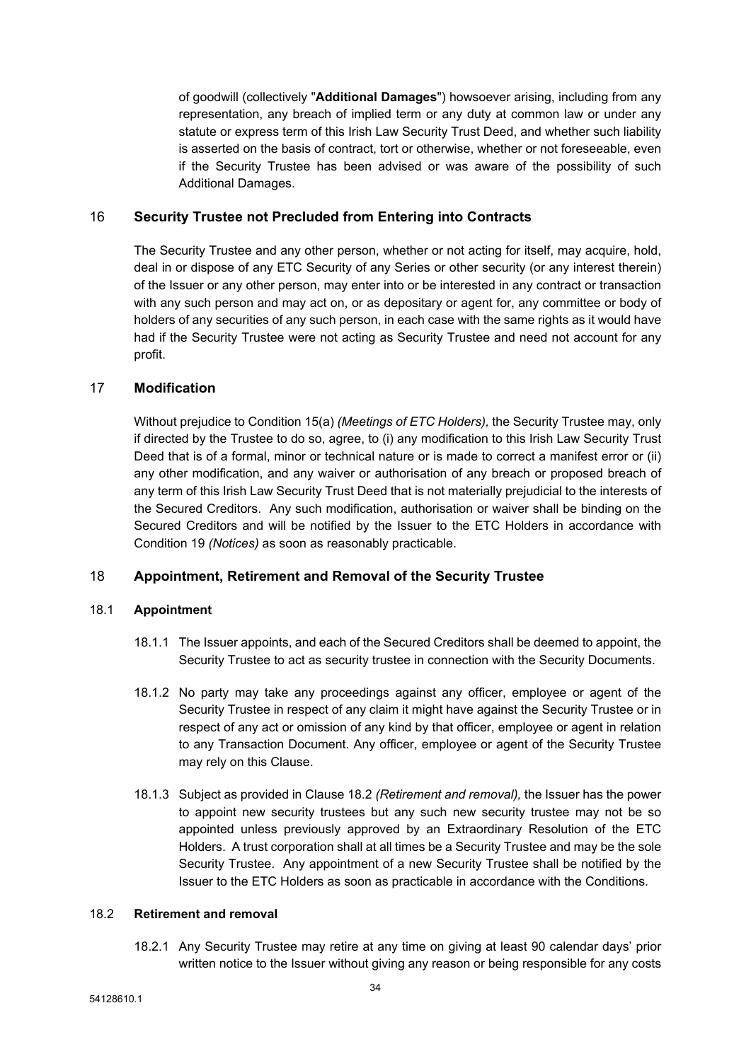of goodwill (collectively "**Additional Damages**") howsoever arising, including from any representation, any breach of implied term or any duty at common law or under any statute or express term of this Irish Law Security Trust Deed, and whether such liability is asserted on the basis of contract, tort or otherwise, whether or not foreseeable, even if the Security Trustee has been advised or was aware of the possibility of such Additional Damages.

## 16 Security Trustee not Precluded from Entering into Contracts

The Security Trustee and any other person, whether or not acting for itself, may acquire, hold, deal in or dispose of any ETC Security of any Series or other security (or any interest therein) of the Issuer or any other person, may enter into or be interested in any contract or transaction with any such person and may act on, or as depositary or agent for, any committee or body of holders of any securities of any such person, in each case with the same rights as it would have had if the Security Trustee were not acting as Security Trustee and need not account for any profit.

## 17 Modification

Without prejudice to Condition 15(a) *(Meetings of ETC Holders),* the Security Trustee may, only if directed by the Trustee to do so, agree, to (i) any modification to this Irish Law Security Trust Deed that is of a formal, minor or technical nature or is made to correct a manifest error or (ii) any other modification, and any waiver or authorisation of any breach or proposed breach of any term of this Irish Law Security Trust Deed that is not materially prejudicial to the interests of the Secured Creditors. Any such modification, authorisation or waiver shall be binding on the Secured Creditors and will be notified by the Issuer to the ETC Holders in accordance with Condition 19 *(Notices)* as soon as reasonably practicable.

## 18 Appointment, Retirement and Removal of the Security Trustee

### 18.1 Appointment

18.1.1 The Issuer appoints, and each of the Secured Creditors shall be deemed to appoint, the Security Trustee to act as security trustee in connection with the Security Documents.

18.1.2 No party may take any proceedings against any officer, employee or agent of the Security Trustee in respect of any claim it might have against the Security Trustee or in respect of any act or omission of any kind by that officer, employee or agent in relation to any Transaction Document. Any officer, employee or agent of the Security Trustee may rely on this Clause.

18.1.3 Subject as provided in Clause 18.2 *(Retirement and removal),* the Issuer has the power to appoint new security trustees but any such new security trustee may not be so appointed unless previously approved by an Extraordinary Resolution of the ETC Holders. A trust corporation shall at all times be a Security Trustee and may be the sole Security Trustee. Any appointment of a new Security Trustee shall be notified by the Issuer to the ETC Holders as soon as practicable in accordance with the Conditions.

### 18.2 Retirement and removal

18.2.1 Any Security Trustee may retire at any time on giving at least 90 calendar days' prior written notice to the Issuer without giving any reason or being responsible for any costs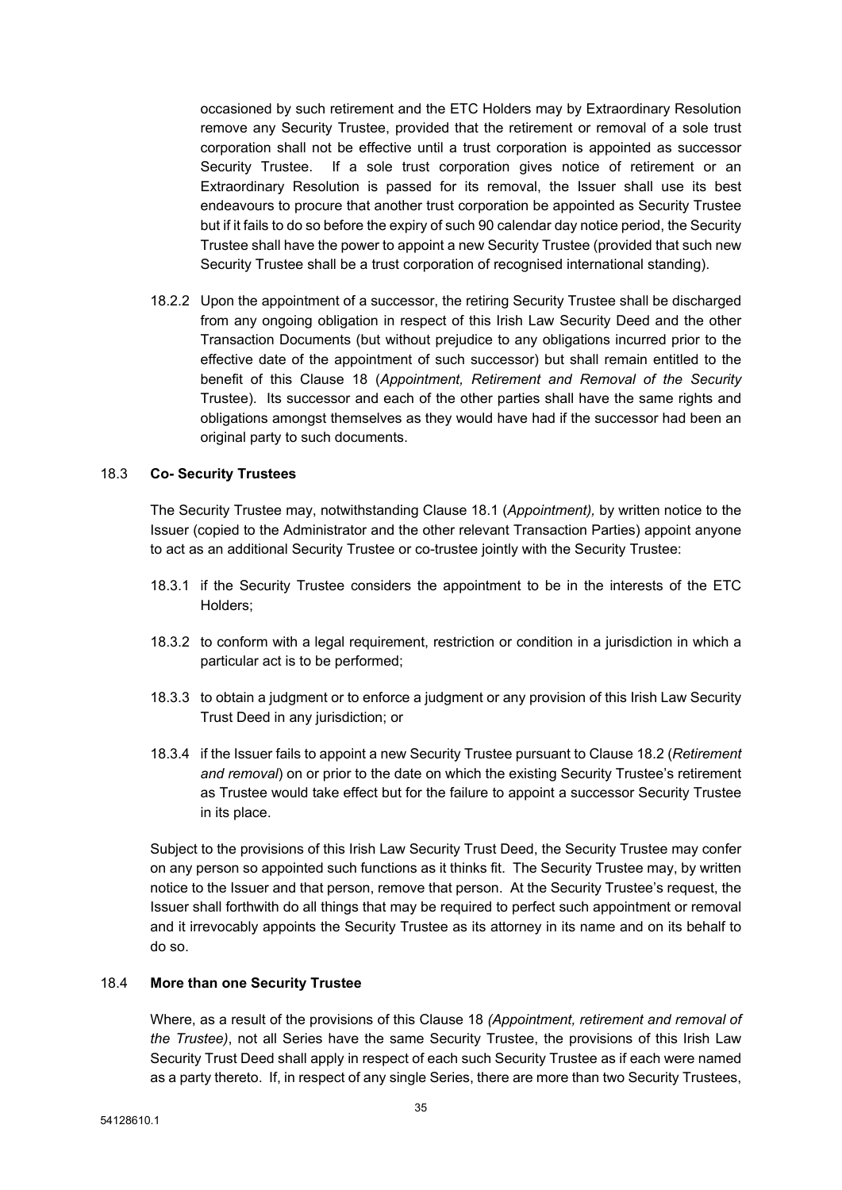occasioned by such retirement and the ETC Holders may by Extraordinary Resolution remove any Security Trustee, provided that the retirement or removal of a sole trust corporation shall not be effective until a trust corporation is appointed as successor Security Trustee. If a sole trust corporation gives notice of retirement or an Extraordinary Resolution is passed for its removal, the Issuer shall use its best endeavours to procure that another trust corporation be appointed as Security Trustee but if it fails to do so before the expiry of such 90 calendar day notice period, the Security Trustee shall have the power to appoint a new Security Trustee (provided that such new Security Trustee shall be a trust corporation of recognised international standing).

18.2.2 Upon the appointment of a successor, the retiring Security Trustee shall be discharged from any ongoing obligation in respect of this Irish Law Security Deed and the other Transaction Documents (but without prejudice to any obligations incurred prior to the effective date of the appointment of such successor) but shall remain entitled to the benefit of this Clause 18 (*Appointment, Retirement and Removal of the Security* Trustee). Its successor and each of the other parties shall have the same rights and obligations amongst themselves as they would have had if the successor had been an original party to such documents.

18.3 **Co- Security Trustees**

The Security Trustee may, notwithstanding Clause 18.1 (*Appointment),* by written notice to the Issuer (copied to the Administrator and the other relevant Transaction Parties) appoint anyone to act as an additional Security Trustee or co-trustee jointly with the Security Trustee:

18.3.1 if the Security Trustee considers the appointment to be in the interests of the ETC Holders;

18.3.2 to conform with a legal requirement, restriction or condition in a jurisdiction in which a particular act is to be performed;

18.3.3 to obtain a judgment or to enforce a judgment or any provision of this Irish Law Security Trust Deed in any jurisdiction; or

18.3.4 if the Issuer fails to appoint a new Security Trustee pursuant to Clause 18.2 (*Retirement and removal*) on or prior to the date on which the existing Security Trustee's retirement as Trustee would take effect but for the failure to appoint a successor Security Trustee in its place.

Subject to the provisions of this Irish Law Security Trust Deed, the Security Trustee may confer on any person so appointed such functions as it thinks fit. The Security Trustee may, by written notice to the Issuer and that person, remove that person. At the Security Trustee's request, the Issuer shall forthwith do all things that may be required to perfect such appointment or removal and it irrevocably appoints the Security Trustee as its attorney in its name and on its behalf to do so.

18.4 **More than one Security Trustee**

Where, as a result of the provisions of this Clause 18 *(Appointment, retirement and removal of the Trustee)*, not all Series have the same Security Trustee, the provisions of this Irish Law Security Trust Deed shall apply in respect of each such Security Trustee as if each were named as a party thereto. If, in respect of any single Series, there are more than two Security Trustees,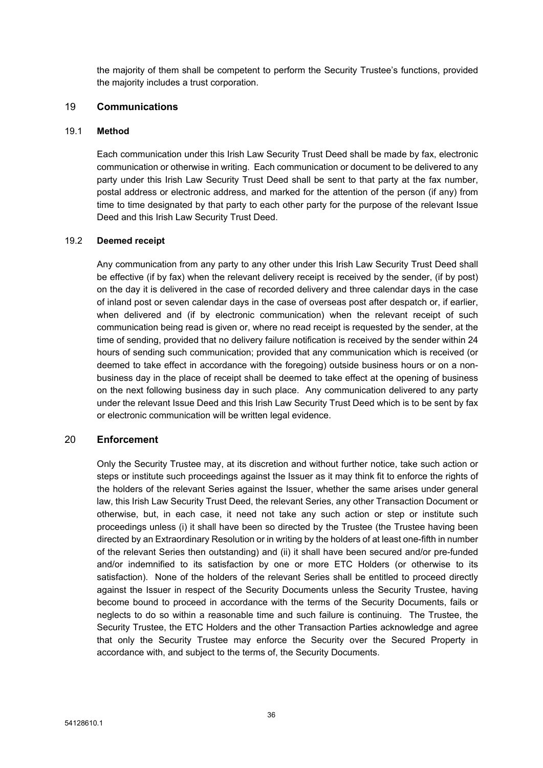the majority of them shall be competent to perform the Security Trustee's functions, provided the majority includes a trust corporation.

## 19 Communications

### 19.1 Method

Each communication under this Irish Law Security Trust Deed shall be made by fax, electronic communication or otherwise in writing. Each communication or document to be delivered to any party under this Irish Law Security Trust Deed shall be sent to that party at the fax number, postal address or electronic address, and marked for the attention of the person (if any) from time to time designated by that party to each other party for the purpose of the relevant Issue Deed and this Irish Law Security Trust Deed.

### 19.2 Deemed receipt

Any communication from any party to any other under this Irish Law Security Trust Deed shall be effective (if by fax) when the relevant delivery receipt is received by the sender, (if by post) on the day it is delivered in the case of recorded delivery and three calendar days in the case of inland post or seven calendar days in the case of overseas post after despatch or, if earlier, when delivered and (if by electronic communication) when the relevant receipt of such communication being read is given or, where no read receipt is requested by the sender, at the time of sending, provided that no delivery failure notification is received by the sender within 24 hours of sending such communication; provided that any communication which is received (or deemed to take effect in accordance with the foregoing) outside business hours or on a non-business day in the place of receipt shall be deemed to take effect at the opening of business on the next following business day in such place. Any communication delivered to any party under the relevant Issue Deed and this Irish Law Security Trust Deed which is to be sent by fax or electronic communication will be written legal evidence.

## 20 Enforcement

Only the Security Trustee may, at its discretion and without further notice, take such action or steps or institute such proceedings against the Issuer as it may think fit to enforce the rights of the holders of the relevant Series against the Issuer, whether the same arises under general law, this Irish Law Security Trust Deed, the relevant Series, any other Transaction Document or otherwise, but, in each case, it need not take any such action or step or institute such proceedings unless (i) it shall have been so directed by the Trustee (the Trustee having been directed by an Extraordinary Resolution or in writing by the holders of at least one-fifth in number of the relevant Series then outstanding) and (ii) it shall have been secured and/or pre-funded and/or indemnified to its satisfaction by one or more ETC Holders (or otherwise to its satisfaction). None of the holders of the relevant Series shall be entitled to proceed directly against the Issuer in respect of the Security Documents unless the Security Trustee, having become bound to proceed in accordance with the terms of the Security Documents, fails or neglects to do so within a reasonable time and such failure is continuing. The Trustee, the Security Trustee, the ETC Holders and the other Transaction Parties acknowledge and agree that only the Security Trustee may enforce the Security over the Secured Property in accordance with, and subject to the terms of, the Security Documents.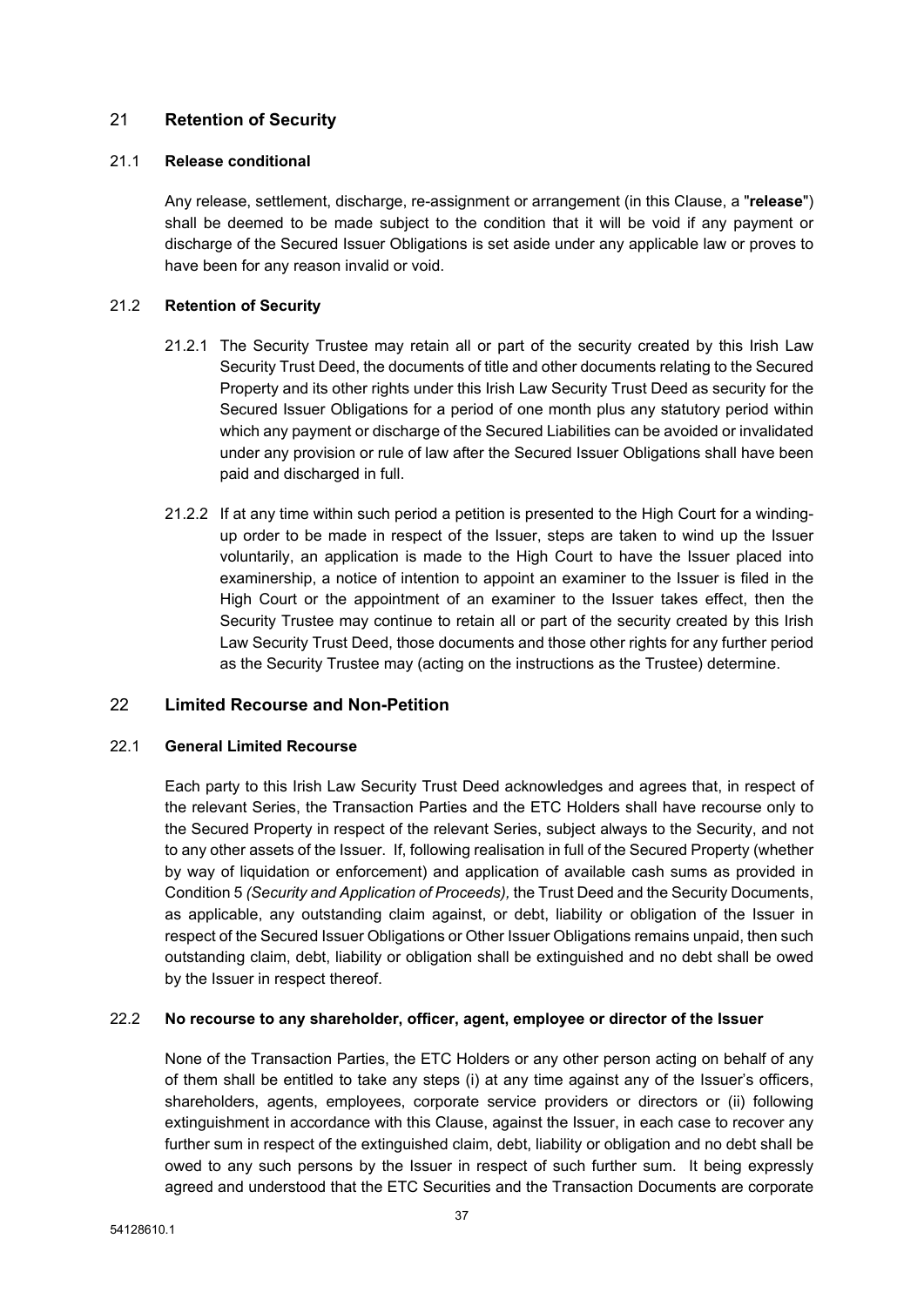## 21 Retention of Security

### 21.1 Release conditional

Any release, settlement, discharge, re-assignment or arrangement (in this Clause, a "**release**") shall be deemed to be made subject to the condition that it will be void if any payment or discharge of the Secured Issuer Obligations is set aside under any applicable law or proves to have been for any reason invalid or void.

### 21.2 Retention of Security

21.2.1 The Security Trustee may retain all or part of the security created by this Irish Law Security Trust Deed, the documents of title and other documents relating to the Secured Property and its other rights under this Irish Law Security Trust Deed as security for the Secured Issuer Obligations for a period of one month plus any statutory period within which any payment or discharge of the Secured Liabilities can be avoided or invalidated under any provision or rule of law after the Secured Issuer Obligations shall have been paid and discharged in full.

21.2.2 If at any time within such period a petition is presented to the High Court for a winding-up order to be made in respect of the Issuer, steps are taken to wind up the Issuer voluntarily, an application is made to the High Court to have the Issuer placed into examinership, a notice of intention to appoint an examiner to the Issuer is filed in the High Court or the appointment of an examiner to the Issuer takes effect, then the Security Trustee may continue to retain all or part of the security created by this Irish Law Security Trust Deed, those documents and those other rights for any further period as the Security Trustee may (acting on the instructions as the Trustee) determine.

## 22 Limited Recourse and Non-Petition

### 22.1 General Limited Recourse

Each party to this Irish Law Security Trust Deed acknowledges and agrees that, in respect of the relevant Series, the Transaction Parties and the ETC Holders shall have recourse only to the Secured Property in respect of the relevant Series, subject always to the Security, and not to any other assets of the Issuer. If, following realisation in full of the Secured Property (whether by way of liquidation or enforcement) and application of available cash sums as provided in Condition 5 *(Security and Application of Proceeds),* the Trust Deed and the Security Documents, as applicable, any outstanding claim against, or debt, liability or obligation of the Issuer in respect of the Secured Issuer Obligations or Other Issuer Obligations remains unpaid, then such outstanding claim, debt, liability or obligation shall be extinguished and no debt shall be owed by the Issuer in respect thereof.

### 22.2 No recourse to any shareholder, officer, agent, employee or director of the Issuer

None of the Transaction Parties, the ETC Holders or any other person acting on behalf of any of them shall be entitled to take any steps (i) at any time against any of the Issuer's officers, shareholders, agents, employees, corporate service providers or directors or (ii) following extinguishment in accordance with this Clause, against the Issuer, in each case to recover any further sum in respect of the extinguished claim, debt, liability or obligation and no debt shall be owed to any such persons by the Issuer in respect of such further sum. It being expressly agreed and understood that the ETC Securities and the Transaction Documents are corporate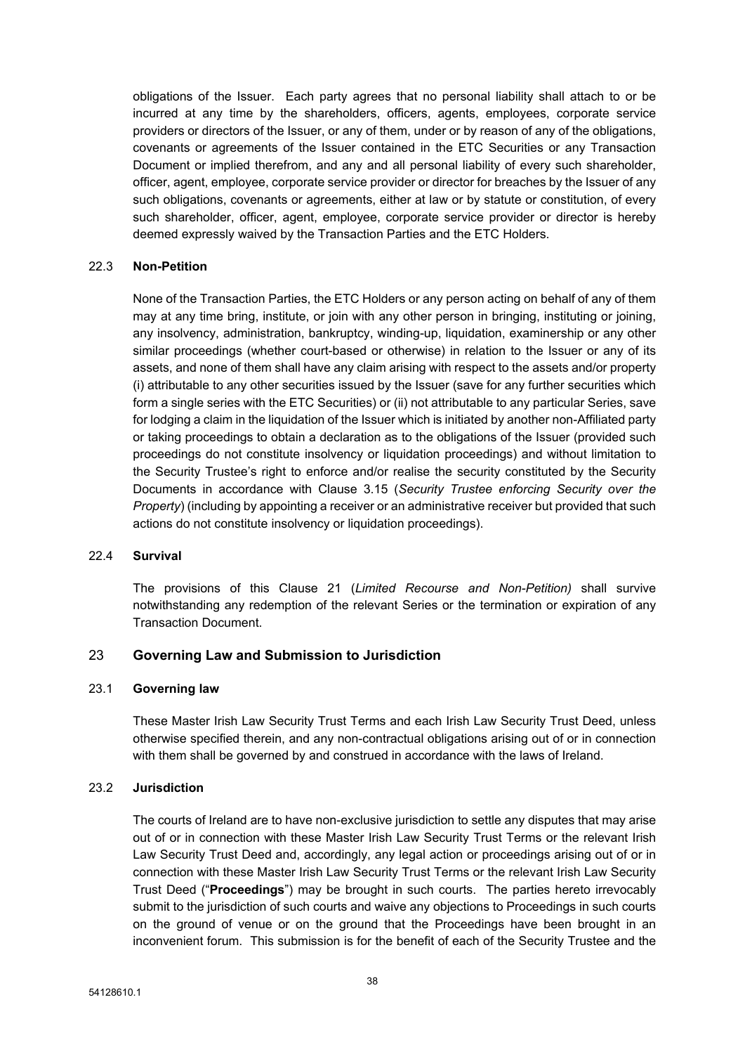obligations of the Issuer. Each party agrees that no personal liability shall attach to or be incurred at any time by the shareholders, officers, agents, employees, corporate service providers or directors of the Issuer, or any of them, under or by reason of any of the obligations, covenants or agreements of the Issuer contained in the ETC Securities or any Transaction Document or implied therefrom, and any and all personal liability of every such shareholder, officer, agent, employee, corporate service provider or director for breaches by the Issuer of any such obligations, covenants or agreements, either at law or by statute or constitution, of every such shareholder, officer, agent, employee, corporate service provider or director is hereby deemed expressly waived by the Transaction Parties and the ETC Holders.

22.3 **Non-Petition**

None of the Transaction Parties, the ETC Holders or any person acting on behalf of any of them may at any time bring, institute, or join with any other person in bringing, instituting or joining, any insolvency, administration, bankruptcy, winding-up, liquidation, examinership or any other similar proceedings (whether court-based or otherwise) in relation to the Issuer or any of its assets, and none of them shall have any claim arising with respect to the assets and/or property (i) attributable to any other securities issued by the Issuer (save for any further securities which form a single series with the ETC Securities) or (ii) not attributable to any particular Series, save for lodging a claim in the liquidation of the Issuer which is initiated by another non-Affiliated party or taking proceedings to obtain a declaration as to the obligations of the Issuer (provided such proceedings do not constitute insolvency or liquidation proceedings) and without limitation to the Security Trustee's right to enforce and/or realise the security constituted by the Security Documents in accordance with Clause 3.15 (*Security Trustee enforcing Security over the Property*) (including by appointing a receiver or an administrative receiver but provided that such actions do not constitute insolvency or liquidation proceedings).

22.4 **Survival**

The provisions of this Clause 21 (*Limited Recourse and Non-Petition)* shall survive notwithstanding any redemption of the relevant Series or the termination or expiration of any Transaction Document.

## 23 Governing Law and Submission to Jurisdiction

23.1 **Governing law**

These Master Irish Law Security Trust Terms and each Irish Law Security Trust Deed, unless otherwise specified therein, and any non-contractual obligations arising out of or in connection with them shall be governed by and construed in accordance with the laws of Ireland.

23.2 **Jurisdiction**

The courts of Ireland are to have non-exclusive jurisdiction to settle any disputes that may arise out of or in connection with these Master Irish Law Security Trust Terms or the relevant Irish Law Security Trust Deed and, accordingly, any legal action or proceedings arising out of or in connection with these Master Irish Law Security Trust Terms or the relevant Irish Law Security Trust Deed ("**Proceedings**") may be brought in such courts. The parties hereto irrevocably submit to the jurisdiction of such courts and waive any objections to Proceedings in such courts on the ground of venue or on the ground that the Proceedings have been brought in an inconvenient forum. This submission is for the benefit of each of the Security Trustee and the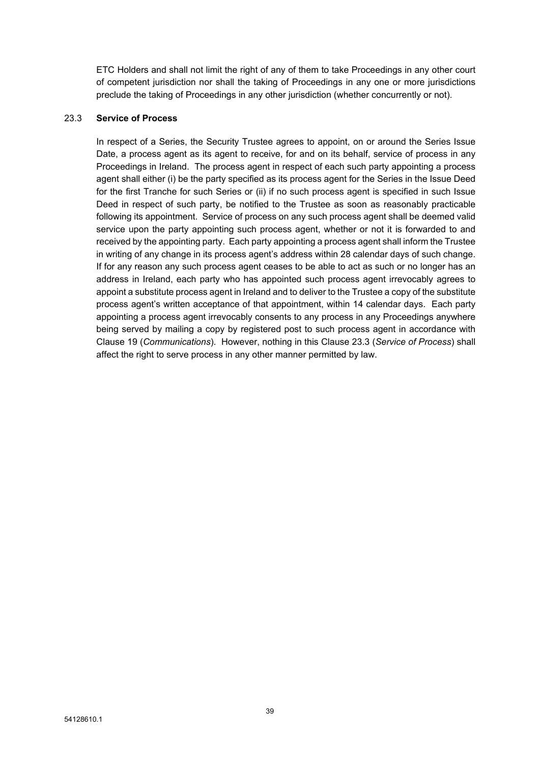ETC Holders and shall not limit the right of any of them to take Proceedings in any other court of competent jurisdiction nor shall the taking of Proceedings in any one or more jurisdictions preclude the taking of Proceedings in any other jurisdiction (whether concurrently or not).

### 23.3 Service of Process

In respect of a Series, the Security Trustee agrees to appoint, on or around the Series Issue Date, a process agent as its agent to receive, for and on its behalf, service of process in any Proceedings in Ireland. The process agent in respect of each such party appointing a process agent shall either (i) be the party specified as its process agent for the Series in the Issue Deed for the first Tranche for such Series or (ii) if no such process agent is specified in such Issue Deed in respect of such party, be notified to the Trustee as soon as reasonably practicable following its appointment. Service of process on any such process agent shall be deemed valid service upon the party appointing such process agent, whether or not it is forwarded to and received by the appointing party. Each party appointing a process agent shall inform the Trustee in writing of any change in its process agent's address within 28 calendar days of such change. If for any reason any such process agent ceases to be able to act as such or no longer has an address in Ireland, each party who has appointed such process agent irrevocably agrees to appoint a substitute process agent in Ireland and to deliver to the Trustee a copy of the substitute process agent's written acceptance of that appointment, within 14 calendar days. Each party appointing a process agent irrevocably consents to any process in any Proceedings anywhere being served by mailing a copy by registered post to such process agent in accordance with Clause 19 (*Communications*). However, nothing in this Clause 23.3 (*Service of Process*) shall affect the right to serve process in any other manner permitted by law.

54128610.1